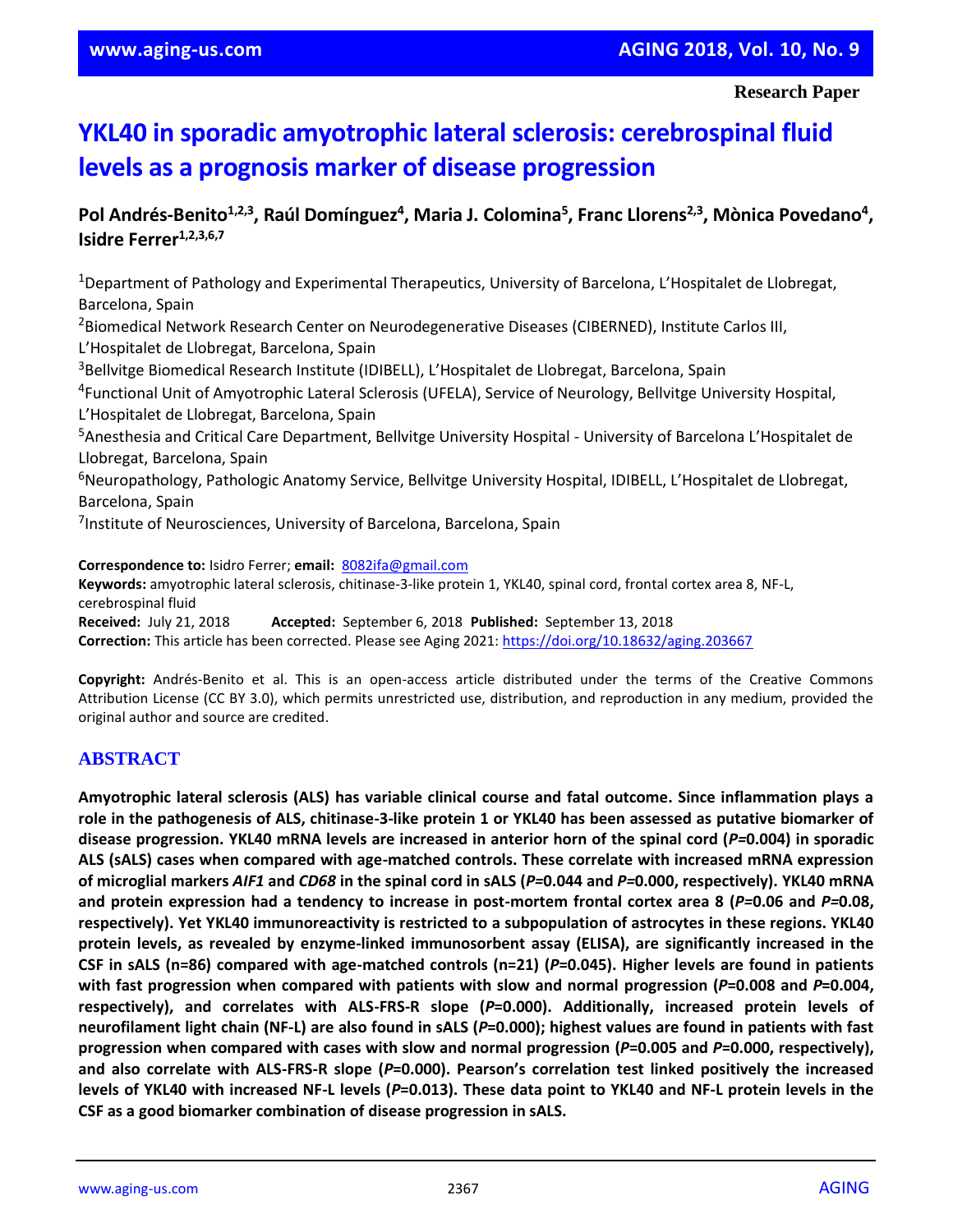Research Paper

# YKL40 in sporadic amyotrophic lateral sclerosis: cerebrospinal fluid levels as a prognosis marker of disease progression

**Pol Andrés-Benito[1,2,3], Raúl Domínguez[4], Maria J. Colomina[5], Franc Llorens[2,3], Mònica Povedano[4], Isidre Ferrer[1,2,3,6,7]**

[1]Department of Pathology and Experimental Therapeutics, University of Barcelona, L'Hospitalet de Llobregat, Barcelona, Spain
[2]Biomedical Network Research Center on Neurodegenerative Diseases (CIBERNED), Institute Carlos III, L'Hospitalet de Llobregat, Barcelona, Spain
[3]Bellvitge Biomedical Research Institute (IDIBELL), L'Hospitalet de Llobregat, Barcelona, Spain
[4]Functional Unit of Amyotrophic Lateral Sclerosis (UFELA), Service of Neurology, Bellvitge University Hospital, L'Hospitalet de Llobregat, Barcelona, Spain
[5]Anesthesia and Critical Care Department, Bellvitge University Hospital - University of Barcelona L'Hospitalet de Llobregat, Barcelona, Spain
[6]Neuropathology, Pathologic Anatomy Service, Bellvitge University Hospital, IDIBELL, L'Hospitalet de Llobregat, Barcelona, Spain
[7]Institute of Neurosciences, University of Barcelona, Barcelona, Spain

**Correspondence to:** Isidro Ferrer; **email:** 8082ifa@gmail.com
**Keywords:** amyotrophic lateral sclerosis, chitinase-3-like protein 1, YKL40, spinal cord, frontal cortex area 8, NF-L, cerebrospinal fluid
**Received:** July 21, 2018 **Accepted:** September 6, 2018 **Published:** September 13, 2018
**Correction:** This article has been corrected. Please see Aging 2021: https://doi.org/10.18632/aging.203667

**Copyright:** Andrés-Benito et al. This is an open-access article distributed under the terms of the Creative Commons Attribution License (CC BY 3.0), which permits unrestricted use, distribution, and reproduction in any medium, provided the original author and source are credited.

## ABSTRACT

**Amyotrophic lateral sclerosis (ALS) has variable clinical course and fatal outcome. Since inflammation plays a role in the pathogenesis of ALS, chitinase-3-like protein 1 or YKL40 has been assessed as putative biomarker of disease progression. YKL40 mRNA levels are increased in anterior horn of the spinal cord ($P$=0.004) in sporadic ALS (sALS) cases when compared with age-matched controls. These correlate with increased mRNA expression of microglial markers *AIF1* and *CD68* in the spinal cord in sALS ($P$=0.044 and $P$=0.000, respectively). YKL40 mRNA and protein expression had a tendency to increase in post-mortem frontal cortex area 8 ($P$=0.06 and $P$=0.08, respectively). Yet YKL40 immunoreactivity is restricted to a subpopulation of astrocytes in these regions. YKL40 protein levels, as revealed by enzyme-linked immunosorbent assay (ELISA), are significantly increased in the CSF in sALS (n=86) compared with age-matched controls (n=21) ($P$=0.045). Higher levels are found in patients with fast progression when compared with patients with slow and normal progression ($P$=0.008 and $P$=0.004, respectively), and correlates with ALS-FRS-R slope ($P$=0.000). Additionally, increased protein levels of neurofilament light chain (NF-L) are also found in sALS ($P$=0.000); highest values are found in patients with fast progression when compared with cases with slow and normal progression ($P$=0.005 and $P$=0.000, respectively), and also correlate with ALS-FRS-R slope ($P$=0.000). Pearson's correlation test linked positively the increased levels of YKL40 with increased NF-L levels ($P$=0.013). These data point to YKL40 and NF-L protein levels in the CSF as a good biomarker combination of disease progression in sALS.**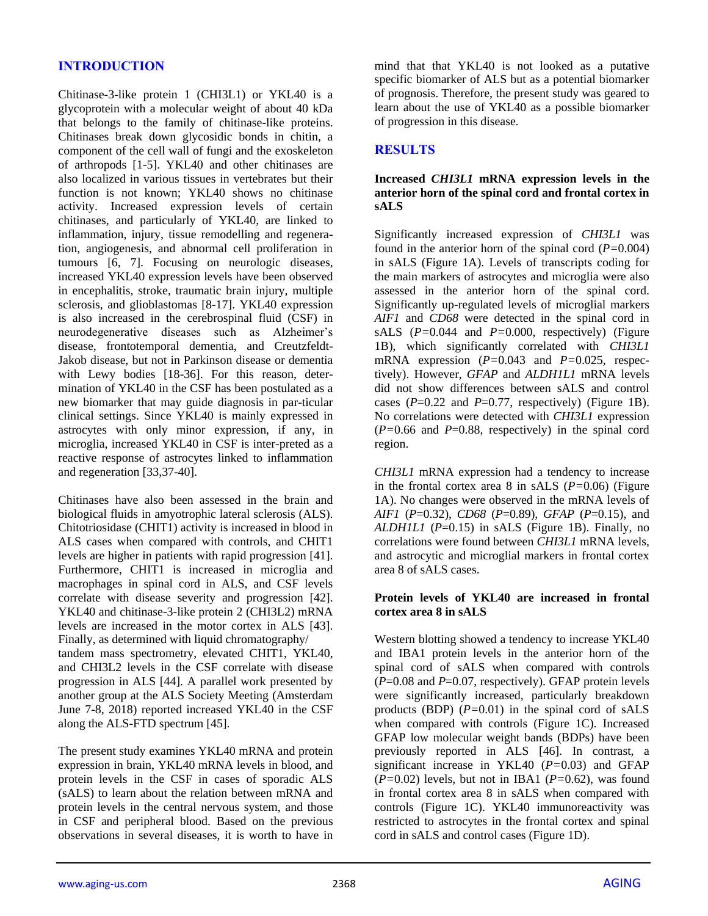## INTRODUCTION

Chitinase-3-like protein 1 (CHI3L1) or YKL40 is a glycoprotein with a molecular weight of about 40 kDa that belongs to the family of chitinase-like proteins. Chitinases break down glycosidic bonds in chitin, a component of the cell wall of fungi and the exoskeleton of arthropods [1-5]. YKL40 and other chitinases are also localized in various tissues in vertebrates but their function is not known; YKL40 shows no chitinase activity. Increased expression levels of certain chitinases, and particularly of YKL40, are linked to inflammation, injury, tissue remodelling and regeneration, angiogenesis, and abnormal cell proliferation in tumours [6, 7]. Focusing on neurologic diseases, increased YKL40 expression levels have been observed in encephalitis, stroke, traumatic brain injury, multiple sclerosis, and glioblastomas [8-17]. YKL40 expression is also increased in the cerebrospinal fluid (CSF) in neurodegenerative diseases such as Alzheimer's disease, frontotemporal dementia, and Creutzfeldt-Jakob disease, but not in Parkinson disease or dementia with Lewy bodies [18-36]. For this reason, determination of YKL40 in the CSF has been postulated as a new biomarker that may guide diagnosis in par-ticular clinical settings. Since YKL40 is mainly expressed in astrocytes with only minor expression, if any, in microglia, increased YKL40 in CSF is inter-preted as a reactive response of astrocytes linked to inflammation and regeneration [33,37-40].

Chitinases have also been assessed in the brain and biological fluids in amyotrophic lateral sclerosis (ALS). Chitotriosidase (CHIT1) activity is increased in blood in ALS cases when compared with controls, and CHIT1 levels are higher in patients with rapid progression [41]. Furthermore, CHIT1 is increased in microglia and macrophages in spinal cord in ALS, and CSF levels correlate with disease severity and progression [42]. YKL40 and chitinase-3-like protein 2 (CHI3L2) mRNA levels are increased in the motor cortex in ALS [43]. Finally, as determined with liquid chromatography/tandem mass spectrometry, elevated CHIT1, YKL40, and CHI3L2 levels in the CSF correlate with disease progression in ALS [44]. A parallel work presented by another group at the ALS Society Meeting (Amsterdam June 7-8, 2018) reported increased YKL40 in the CSF along the ALS-FTD spectrum [45].

The present study examines YKL40 mRNA and protein expression in brain, YKL40 mRNA levels in blood, and protein levels in the CSF in cases of sporadic ALS (sALS) to learn about the relation between mRNA and protein levels in the central nervous system, and those in CSF and peripheral blood. Based on the previous observations in several diseases, it is worth to have in mind that that YKL40 is not looked as a putative specific biomarker of ALS but as a potential biomarker of prognosis. Therefore, the present study was geared to learn about the use of YKL40 as a possible biomarker of progression in this disease.

## RESULTS

### Increased *CHI3L1* mRNA expression levels in the anterior horn of the spinal cord and frontal cortex in sALS

Significantly increased expression of *CHI3L1* was found in the anterior horn of the spinal cord ($P$=0.004) in sALS (Figure 1A). Levels of transcripts coding for the main markers of astrocytes and microglia were also assessed in the anterior horn of the spinal cord. Significantly up-regulated levels of microglial markers *AIF1* and *CD68* were detected in the spinal cord in sALS ($P$=0.044 and $P$=0.000, respectively) (Figure 1B), which significantly correlated with *CHI3L1* mRNA expression ($P$=0.043 and $P$=0.025, respectively). However, *GFAP* and *ALDH1L1* mRNA levels did not show differences between sALS and control cases ($P$=0.22 and $P$=0.77, respectively) (Figure 1B). No correlations were detected with *CHI3L1* expression ($P$=0.66 and $P$=0.88, respectively) in the spinal cord region.

*CHI3L1* mRNA expression had a tendency to increase in the frontal cortex area 8 in sALS ($P$=0.06) (Figure 1A). No changes were observed in the mRNA levels of *AIF1* ($P$=0.32), *CD68* ($P$=0.89), *GFAP* ($P$=0.15), and *ALDH1L1* ($P$=0.15) in sALS (Figure 1B). Finally, no correlations were found between *CHI3L1* mRNA levels, and astrocytic and microglial markers in frontal cortex area 8 of sALS cases.

### Protein levels of YKL40 are increased in frontal cortex area 8 in sALS

Western blotting showed a tendency to increase YKL40 and IBA1 protein levels in the anterior horn of the spinal cord of sALS when compared with controls ($P$=0.08 and $P$=0.07, respectively). GFAP protein levels were significantly increased, particularly breakdown products (BDP) ($P$=0.01) in the spinal cord of sALS when compared with controls (Figure 1C). Increased GFAP low molecular weight bands (BDPs) have been previously reported in ALS [46]. In contrast, a significant increase in YKL40 ($P$=0.03) and GFAP ($P$=0.02) levels, but not in IBA1 ($P$=0.62), was found in frontal cortex area 8 in sALS when compared with controls (Figure 1C). YKL40 immunoreactivity was restricted to astrocytes in the frontal cortex and spinal cord in sALS and control cases (Figure 1D).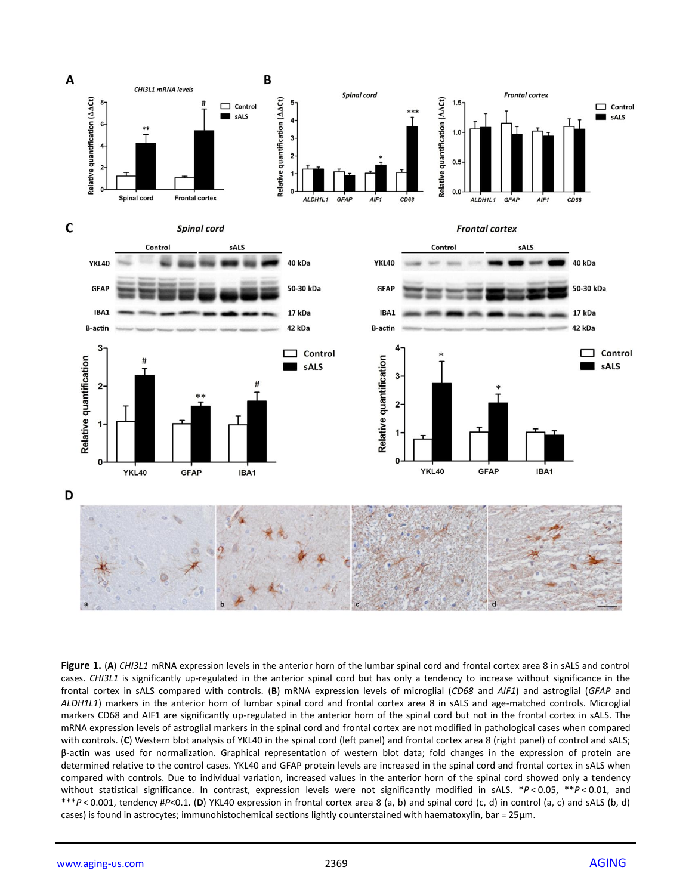**Figure 1.** (**A**) *CHI3L1* mRNA expression levels in the anterior horn of the lumbar spinal cord and frontal cortex area 8 in sALS and control cases. *CHI3L1* is significantly up-regulated in the anterior spinal cord but has only a tendency to increase without significance in the frontal cortex in sALS compared with controls. (**B**) mRNA expression levels of microglial (*CD68* and *AIF1*) and astroglial (*GFAP* and *ALDH1L1*) markers in the anterior horn of lumbar spinal cord and frontal cortex area 8 in sALS and age-matched controls. Microglial markers CD68 and AIF1 are significantly up-regulated in the anterior horn of the spinal cord but not in the frontal cortex in sALS. The mRNA expression levels of astroglial markers in the spinal cord and frontal cortex are not modified in pathological cases when compared with controls. (**C**) Western blot analysis of YKL40 in the spinal cord (left panel) and frontal cortex area 8 (right panel) of control and sALS; β-actin was used for normalization. Graphical representation of western blot data; fold changes in the expression of protein are determined relative to the control cases. YKL40 and GFAP protein levels are increased in the spinal cord and frontal cortex in sALS when compared with controls. Due to individual variation, increased values in the anterior horn of the spinal cord showed only a tendency without statistical significance. In contrast, expression levels were not significantly modified in sALS. *$P < 0.05$, **$P < 0.01$, and ***$P < 0.001$, tendency #$P < 0.1$. (**D**) YKL40 expression in frontal cortex area 8 (a, b) and spinal cord (c, d) in control (a, c) and sALS (b, d) cases) is found in astrocytes; immunohistochemical sections lightly counterstained with haematoxylin, bar = 25µm.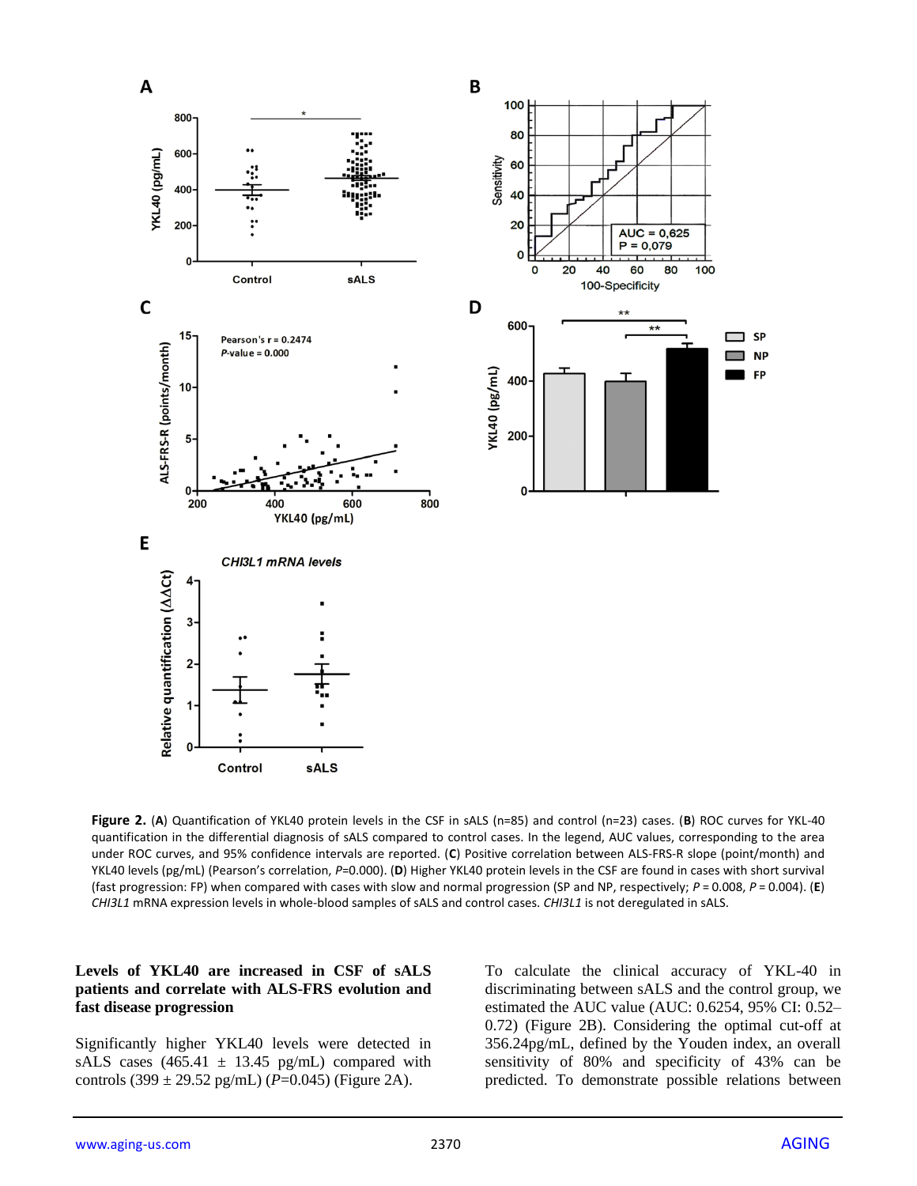**Figure 2.** (**A**) Quantification of YKL40 protein levels in the CSF in sALS (n=85) and control (n=23) cases. (**B**) ROC curves for YKL-40 quantification in the differential diagnosis of sALS compared to control cases. In the legend, AUC values, corresponding to the area under ROC curves, and 95% confidence intervals are reported. (**C**) Positive correlation between ALS-FRS-R slope (point/month) and YKL40 levels (pg/mL) (Pearson's correlation, *P*=0.000). (**D**) Higher YKL40 protein levels in the CSF are found in cases with short survival (fast progression: FP) when compared with cases with slow and normal progression (SP and NP, respectively; *P* = 0.008, *P* = 0.004). (**E**) *CHI3L1* mRNA expression levels in whole-blood samples of sALS and control cases. *CHI3L1* is not deregulated in sALS.

### Levels of YKL40 are increased in CSF of sALS patients and correlate with ALS-FRS evolution and fast disease progression

Significantly higher YKL40 levels were detected in sALS cases (465.41 ± 13.45 pg/mL) compared with controls (399 ± 29.52 pg/mL) (*P*=0.045) (Figure 2A).

To calculate the clinical accuracy of YKL-40 in discriminating between sALS and the control group, we estimated the AUC value (AUC: 0.6254, 95% CI: 0.52–0.72) (Figure 2B). Considering the optimal cut-off at 356.24pg/mL, defined by the Youden index, an overall sensitivity of 80% and specificity of 43% can be predicted. To demonstrate possible relations between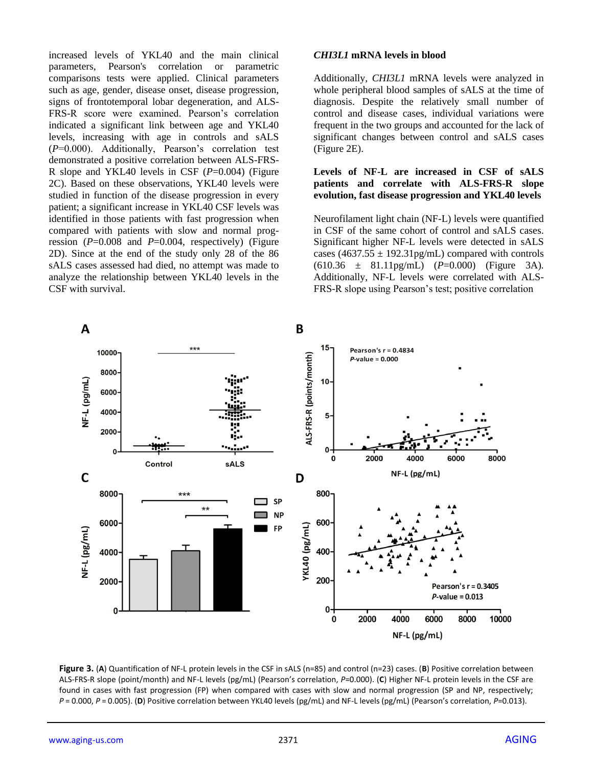increased levels of YKL40 and the main clinical parameters, Pearson's correlation or parametric comparisons tests were applied. Clinical parameters such as age, gender, disease onset, disease progression, signs of frontotemporal lobar degeneration, and ALS-FRS-R score were examined. Pearson's correlation indicated a significant link between age and YKL40 levels, increasing with age in controls and sALS ($P$=0.000). Additionally, Pearson's correlation test demonstrated a positive correlation between ALS-FRS-R slope and YKL40 levels in CSF ($P$=0.004) (Figure 2C). Based on these observations, YKL40 levels were studied in function of the disease progression in every patient; a significant increase in YKL40 CSF levels was identified in those patients with fast progression when compared with patients with slow and normal progression ($P$=0.008 and $P$=0.004, respectively) (Figure 2D). Since at the end of the study only 28 of the 86 sALS cases assessed had died, no attempt was made to analyze the relationship between YKL40 levels in the CSF with survival.

### *CHI3L1* mRNA levels in blood

Additionally, *CHI3L1* mRNA levels were analyzed in whole peripheral blood samples of sALS at the time of diagnosis. Despite the relatively small number of control and disease cases, individual variations were frequent in the two groups and accounted for the lack of significant changes between control and sALS cases (Figure 2E).

### Levels of NF-L are increased in CSF of sALS patients and correlate with ALS-FRS-R slope evolution, fast disease progression and YKL40 levels

Neurofilament light chain (NF-L) levels were quantified in CSF of the same cohort of control and sALS cases. Significant higher NF-L levels were detected in sALS cases (4637.55 ± 192.31pg/mL) compared with controls (610.36 ± 81.11pg/mL) ($P$=0.000) (Figure 3A). Additionally, NF-L levels were correlated with ALS-FRS-R slope using Pearson's test; positive correlation

**Figure 3.** (**A**) Quantification of NF-L protein levels in the CSF in sALS (n=85) and control (n=23) cases. (**B**) Positive correlation between ALS-FRS-R slope (point/month) and NF-L levels (pg/mL) (Pearson's correlation, $P$=0.000). (**C**) Higher NF-L protein levels in the CSF are found in cases with fast progression (FP) when compared with cases with slow and normal progression (SP and NP, respectively; $P$ = 0.000, $P$ = 0.005). (**D**) Positive correlation between YKL40 levels (pg/mL) and NF-L levels (pg/mL) (Pearson's correlation, $P$=0.013).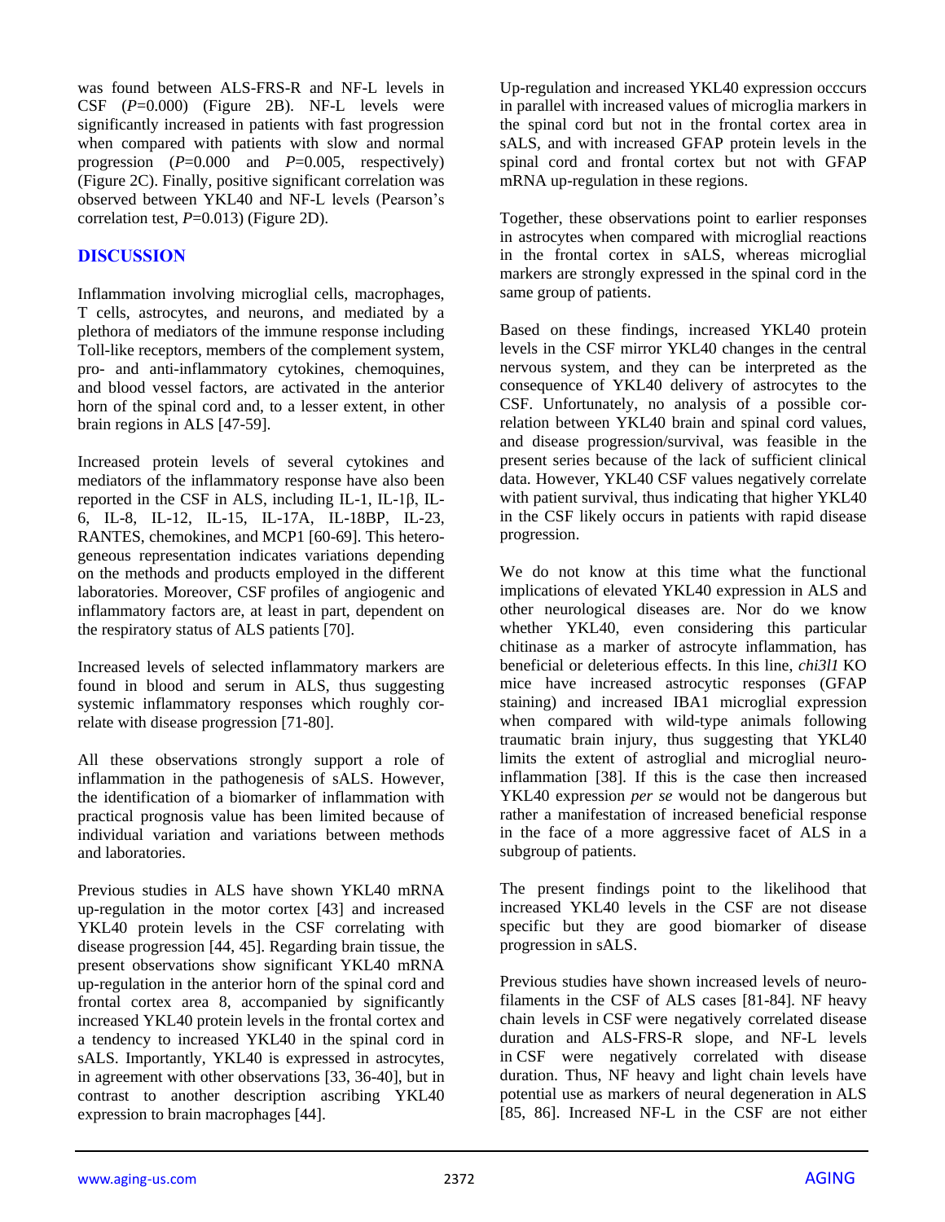was found between ALS-FRS-R and NF-L levels in CSF ($P$=0.000) (Figure 2B). NF-L levels were significantly increased in patients with fast progression when compared with patients with slow and normal progression ($P$=0.000 and $P$=0.005, respectively) (Figure 2C). Finally, positive significant correlation was observed between YKL40 and NF-L levels (Pearson's correlation test, $P$=0.013) (Figure 2D).

## DISCUSSION

Inflammation involving microglial cells, macrophages, T cells, astrocytes, and neurons, and mediated by a plethora of mediators of the immune response including Toll-like receptors, members of the complement system, pro- and anti-inflammatory cytokines, chemoquines, and blood vessel factors, are activated in the anterior horn of the spinal cord and, to a lesser extent, in other brain regions in ALS [47-59].

Increased protein levels of several cytokines and mediators of the inflammatory response have also been reported in the CSF in ALS, including IL-1, IL-1β, IL-6, IL-8, IL-12, IL-15, IL-17A, IL-18BP, IL-23, RANTES, chemokines, and MCP1 [60-69]. This heterogeneous representation indicates variations depending on the methods and products employed in the different laboratories. Moreover, CSF profiles of angiogenic and inflammatory factors are, at least in part, dependent on the respiratory status of ALS patients [70].

Increased levels of selected inflammatory markers are found in blood and serum in ALS, thus suggesting systemic inflammatory responses which roughly correlate with disease progression [71-80].

All these observations strongly support a role of inflammation in the pathogenesis of sALS. However, the identification of a biomarker of inflammation with practical prognosis value has been limited because of individual variation and variations between methods and laboratories.

Previous studies in ALS have shown YKL40 mRNA up-regulation in the motor cortex [43] and increased YKL40 protein levels in the CSF correlating with disease progression [44, 45]. Regarding brain tissue, the present observations show significant YKL40 mRNA up-regulation in the anterior horn of the spinal cord and frontal cortex area 8, accompanied by significantly increased YKL40 protein levels in the frontal cortex and a tendency to increased YKL40 in the spinal cord in sALS. Importantly, YKL40 is expressed in astrocytes, in agreement with other observations [33, 36-40], but in contrast to another description ascribing YKL40 expression to brain macrophages [44].

Up-regulation and increased YKL40 expression occcurs in parallel with increased values of microglia markers in the spinal cord but not in the frontal cortex area in sALS, and with increased GFAP protein levels in the spinal cord and frontal cortex but not with GFAP mRNA up-regulation in these regions.

Together, these observations point to earlier responses in astrocytes when compared with microglial reactions in the frontal cortex in sALS, whereas microglial markers are strongly expressed in the spinal cord in the same group of patients.

Based on these findings, increased YKL40 protein levels in the CSF mirror YKL40 changes in the central nervous system, and they can be interpreted as the consequence of YKL40 delivery of astrocytes to the CSF. Unfortunately, no analysis of a possible correlation between YKL40 brain and spinal cord values, and disease progression/survival, was feasible in the present series because of the lack of sufficient clinical data. However, YKL40 CSF values negatively correlate with patient survival, thus indicating that higher YKL40 in the CSF likely occurs in patients with rapid disease progression.

We do not know at this time what the functional implications of elevated YKL40 expression in ALS and other neurological diseases are. Nor do we know whether YKL40, even considering this particular chitinase as a marker of astrocyte inflammation, has beneficial or deleterious effects. In this line, *chi3l1* KO mice have increased astrocytic responses (GFAP staining) and increased IBA1 microglial expression when compared with wild-type animals following traumatic brain injury, thus suggesting that YKL40 limits the extent of astroglial and microglial neuroinflammation [38]. If this is the case then increased YKL40 expression *per se* would not be dangerous but rather a manifestation of increased beneficial response in the face of a more aggressive facet of ALS in a subgroup of patients.

The present findings point to the likelihood that increased YKL40 levels in the CSF are not disease specific but they are good biomarker of disease progression in sALS.

Previous studies have shown increased levels of neurofilaments in the CSF of ALS cases [81-84]. NF heavy chain levels in CSF were negatively correlated disease duration and ALS-FRS-R slope, and NF-L levels in CSF were negatively correlated with disease duration. Thus, NF heavy and light chain levels have potential use as markers of neural degeneration in ALS [85, 86]. Increased NF-L in the CSF are not either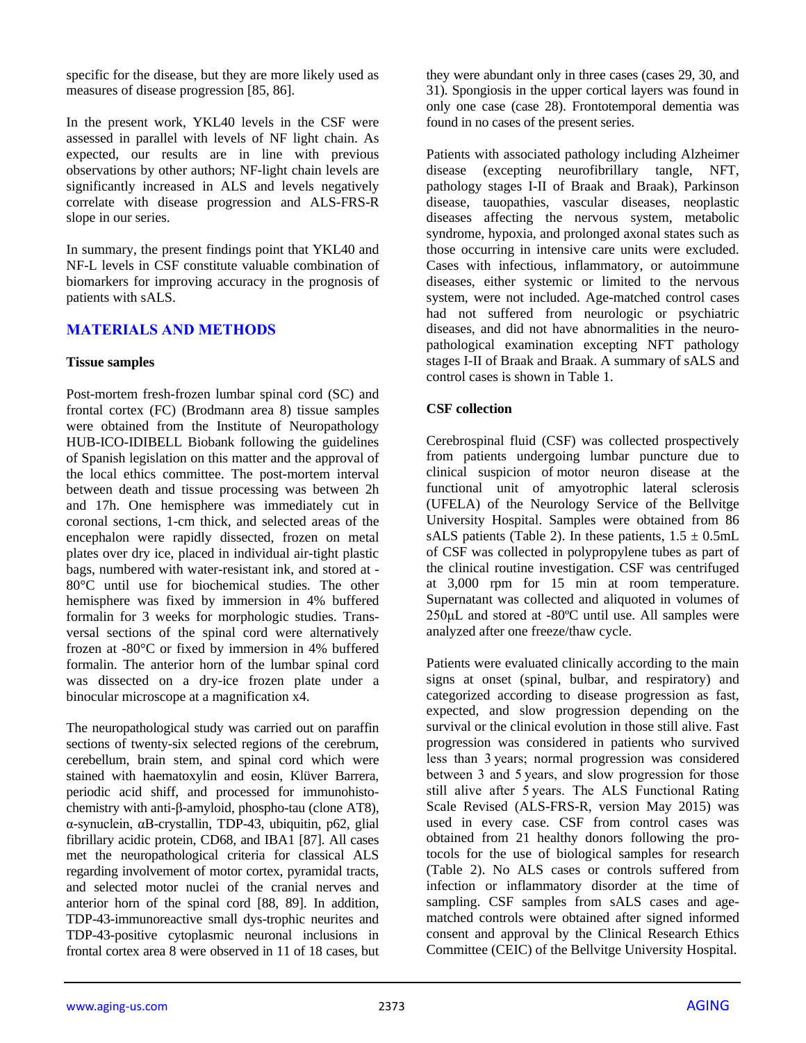specific for the disease, but they are more likely used as measures of disease progression [85, 86].

In the present work, YKL40 levels in the CSF were assessed in parallel with levels of NF light chain. As expected, our results are in line with previous observations by other authors; NF-light chain levels are significantly increased in ALS and levels negatively correlate with disease progression and ALS-FRS-R slope in our series.

In summary, the present findings point that YKL40 and NF-L levels in CSF constitute valuable combination of biomarkers for improving accuracy in the prognosis of patients with sALS.

## MATERIALS AND METHODS

### Tissue samples

Post-mortem fresh-frozen lumbar spinal cord (SC) and frontal cortex (FC) (Brodmann area 8) tissue samples were obtained from the Institute of Neuropathology HUB-ICO-IDIBELL Biobank following the guidelines of Spanish legislation on this matter and the approval of the local ethics committee. The post-mortem interval between death and tissue processing was between 2h and 17h. One hemisphere was immediately cut in coronal sections, 1-cm thick, and selected areas of the encephalon were rapidly dissected, frozen on metal plates over dry ice, placed in individual air-tight plastic bags, numbered with water-resistant ink, and stored at -80°C until use for biochemical studies. The other hemisphere was fixed by immersion in 4% buffered formalin for 3 weeks for morphologic studies. Transversal sections of the spinal cord were alternatively frozen at -80°C or fixed by immersion in 4% buffered formalin. The anterior horn of the lumbar spinal cord was dissected on a dry-ice frozen plate under a binocular microscope at a magnification x4.

The neuropathological study was carried out on paraffin sections of twenty-six selected regions of the cerebrum, cerebellum, brain stem, and spinal cord which were stained with haematoxylin and eosin, Klüver Barrera, periodic acid shiff, and processed for immunohistochemistry with anti-β-amyloid, phospho-tau (clone AT8), α-synuclein, αB-crystallin, TDP-43, ubiquitin, p62, glial fibrillary acidic protein, CD68, and IBA1 [87]. All cases met the neuropathological criteria for classical ALS regarding involvement of motor cortex, pyramidal tracts, and selected motor nuclei of the cranial nerves and anterior horn of the spinal cord [88, 89]. In addition, TDP-43-immunoreactive small dys-trophic neurites and TDP-43-positive cytoplasmic neuronal inclusions in frontal cortex area 8 were observed in 11 of 18 cases, but they were abundant only in three cases (cases 29, 30, and 31). Spongiosis in the upper cortical layers was found in only one case (case 28). Frontotemporal dementia was found in no cases of the present series.

Patients with associated pathology including Alzheimer disease (excepting neurofibrillary tangle, NFT, pathology stages I-II of Braak and Braak), Parkinson disease, tauopathies, vascular diseases, neoplastic diseases affecting the nervous system, metabolic syndrome, hypoxia, and prolonged axonal states such as those occurring in intensive care units were excluded. Cases with infectious, inflammatory, or autoimmune diseases, either systemic or limited to the nervous system, were not included. Age-matched control cases had not suffered from neurologic or psychiatric diseases, and did not have abnormalities in the neuro-pathological examination excepting NFT pathology stages I-II of Braak and Braak. A summary of sALS and control cases is shown in Table 1.

### CSF collection

Cerebrospinal fluid (CSF) was collected prospectively from patients undergoing lumbar puncture due to clinical suspicion of motor neuron disease at the functional unit of amyotrophic lateral sclerosis (UFELA) of the Neurology Service of the Bellvitge University Hospital. Samples were obtained from 86 sALS patients (Table 2). In these patients, 1.5 ± 0.5mL of CSF was collected in polypropylene tubes as part of the clinical routine investigation. CSF was centrifuged at 3,000 rpm for 15 min at room temperature. Supernatant was collected and aliquoted in volumes of 250µL and stored at -80ºC until use. All samples were analyzed after one freeze/thaw cycle.

Patients were evaluated clinically according to the main signs at onset (spinal, bulbar, and respiratory) and categorized according to disease progression as fast, expected, and slow progression depending on the survival or the clinical evolution in those still alive. Fast progression was considered in patients who survived less than 3 years; normal progression was considered between 3 and 5 years, and slow progression for those still alive after 5 years. The ALS Functional Rating Scale Revised (ALS-FRS-R, version May 2015) was used in every case. CSF from control cases was obtained from 21 healthy donors following the protocols for the use of biological samples for research (Table 2). No ALS cases or controls suffered from infection or inflammatory disorder at the time of sampling. CSF samples from sALS cases and age-matched controls were obtained after signed informed consent and approval by the Clinical Research Ethics Committee (CEIC) of the Bellvitge University Hospital.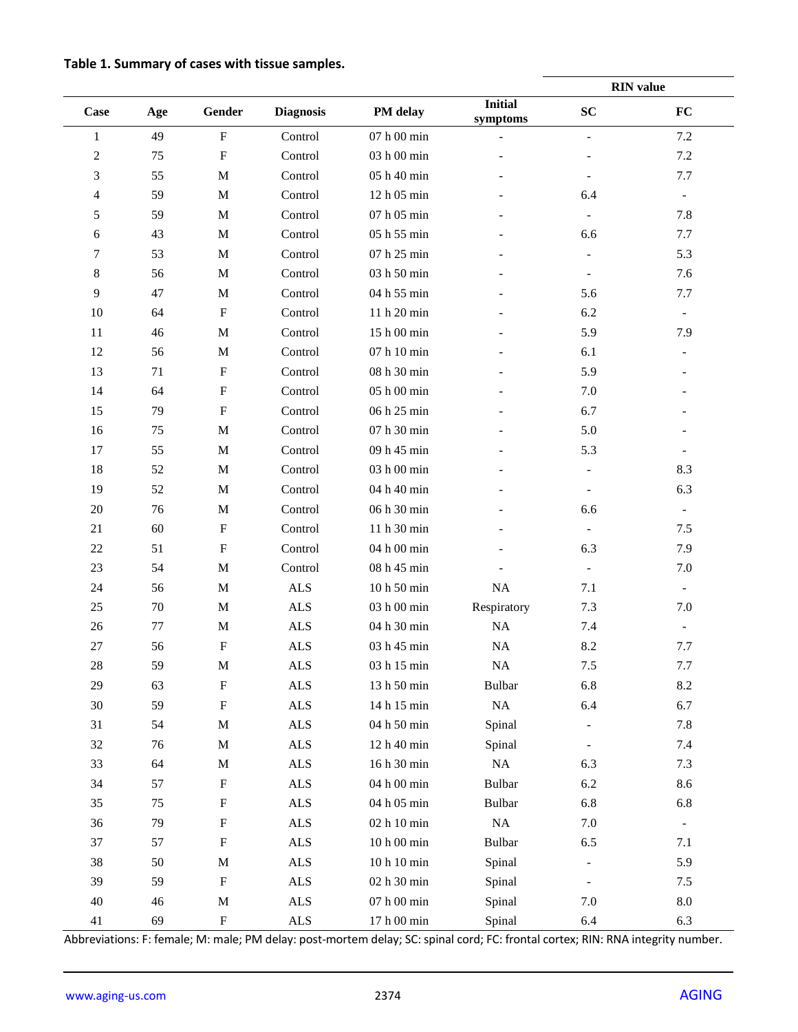**Table 1. Summary of cases with tissue samples.**

| Case | Age | Gender | Diagnosis | PM delay | Initial symptoms | RIN value | |
|---|---|---|---|---|---|---|---|
| | | | | | | SC | FC |
| 1 | 49 | F | Control | 07 h 00 min | - | - | 7.2 |
| 2 | 75 | F | Control | 03 h 00 min | - | - | 7.2 |
| 3 | 55 | M | Control | 05 h 40 min | - | - | 7.7 |
| 4 | 59 | M | Control | 12 h 05 min | - | 6.4 | - |
| 5 | 59 | M | Control | 07 h 05 min | - | - | 7.8 |
| 6 | 43 | M | Control | 05 h 55 min | - | 6.6 | 7.7 |
| 7 | 53 | M | Control | 07 h 25 min | - | - | 5.3 |
| 8 | 56 | M | Control | 03 h 50 min | - | - | 7.6 |
| 9 | 47 | M | Control | 04 h 55 min | - | 5.6 | 7.7 |
| 10 | 64 | F | Control | 11 h 20 min | - | 6.2 | - |
| 11 | 46 | M | Control | 15 h 00 min | - | 5.9 | 7.9 |
| 12 | 56 | M | Control | 07 h 10 min | - | 6.1 | - |
| 13 | 71 | F | Control | 08 h 30 min | - | 5.9 | - |
| 14 | 64 | F | Control | 05 h 00 min | - | 7.0 | - |
| 15 | 79 | F | Control | 06 h 25 min | - | 6.7 | - |
| 16 | 75 | M | Control | 07 h 30 min | - | 5.0 | - |
| 17 | 55 | M | Control | 09 h 45 min | - | 5.3 | - |
| 18 | 52 | M | Control | 03 h 00 min | - | - | 8.3 |
| 19 | 52 | M | Control | 04 h 40 min | - | - | 6.3 |
| 20 | 76 | M | Control | 06 h 30 min | - | 6.6 | - |
| 21 | 60 | F | Control | 11 h 30 min | - | - | 7.5 |
| 22 | 51 | F | Control | 04 h 00 min | - | 6.3 | 7.9 |
| 23 | 54 | M | Control | 08 h 45 min | - | - | 7.0 |
| 24 | 56 | M | ALS | 10 h 50 min | NA | 7.1 | - |
| 25 | 70 | M | ALS | 03 h 00 min | Respiratory | 7.3 | 7.0 |
| 26 | 77 | M | ALS | 04 h 30 min | NA | 7.4 | - |
| 27 | 56 | F | ALS | 03 h 45 min | NA | 8.2 | 7.7 |
| 28 | 59 | M | ALS | 03 h 15 min | NA | 7.5 | 7.7 |
| 29 | 63 | F | ALS | 13 h 50 min | Bulbar | 6.8 | 8.2 |
| 30 | 59 | F | ALS | 14 h 15 min | NA | 6.4 | 6.7 |
| 31 | 54 | M | ALS | 04 h 50 min | Spinal | - | 7.8 |
| 32 | 76 | M | ALS | 12 h 40 min | Spinal | - | 7.4 |
| 33 | 64 | M | ALS | 16 h 30 min | NA | 6.3 | 7.3 |
| 34 | 57 | F | ALS | 04 h 00 min | Bulbar | 6.2 | 8.6 |
| 35 | 75 | F | ALS | 04 h 05 min | Bulbar | 6.8 | 6.8 |
| 36 | 79 | F | ALS | 02 h 10 min | NA | 7.0 | - |
| 37 | 57 | F | ALS | 10 h 00 min | Bulbar | 6.5 | 7.1 |
| 38 | 50 | M | ALS | 10 h 10 min | Spinal | - | 5.9 |
| 39 | 59 | F | ALS | 02 h 30 min | Spinal | - | 7.5 |
| 40 | 46 | M | ALS | 07 h 00 min | Spinal | 7.0 | 8.0 |
| 41 | 69 | F | ALS | 17 h 00 min | Spinal | 6.4 | 6.3 |

Abbreviations: F: female; M: male; PM delay: post-mortem delay; SC: spinal cord; FC: frontal cortex; RIN: RNA integrity number.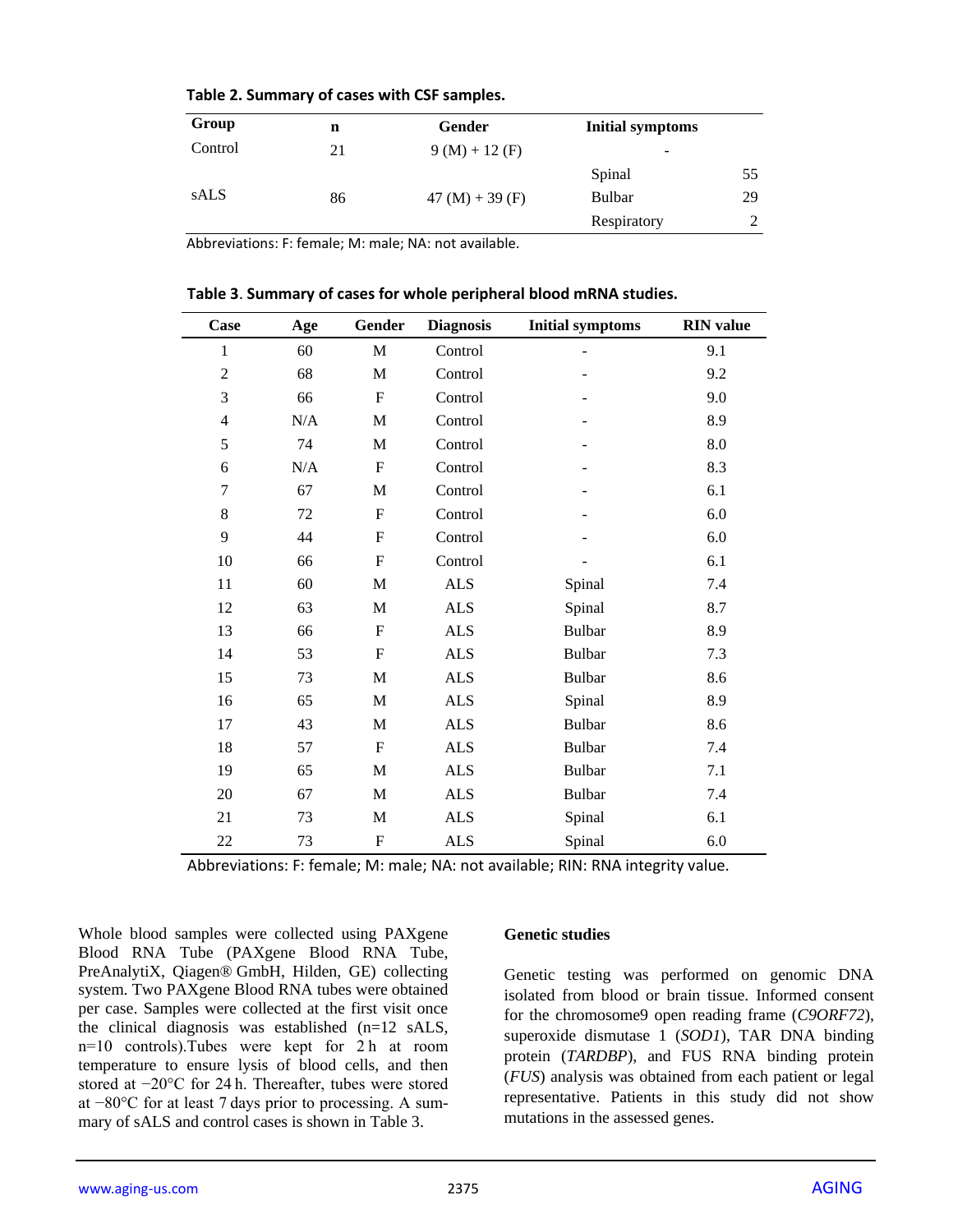**Table 2. Summary of cases with CSF samples.**

| Group | n | Gender | Initial symptoms | |
|---|---|---|---|---|
| Control | 21 | 9 (M) + 12 (F) | - | |
| sALS | 86 | 47 (M) + 39 (F) | Spinal | 55 |
| | | | Bulbar | 29 |
| | | | Respiratory | 2 |

Abbreviations: F: female; M: male; NA: not available.

**Table 3. Summary of cases for whole peripheral blood mRNA studies.**

| Case | Age | Gender | Diagnosis | Initial symptoms | RIN value |
|---|---|---|---|---|---|
| 1 | 60 | M | Control | - | 9.1 |
| 2 | 68 | M | Control | - | 9.2 |
| 3 | 66 | F | Control | - | 9.0 |
| 4 | N/A | M | Control | - | 8.9 |
| 5 | 74 | M | Control | - | 8.0 |
| 6 | N/A | F | Control | - | 8.3 |
| 7 | 67 | M | Control | - | 6.1 |
| 8 | 72 | F | Control | - | 6.0 |
| 9 | 44 | F | Control | - | 6.0 |
| 10 | 66 | F | Control | - | 6.1 |
| 11 | 60 | M | ALS | Spinal | 7.4 |
| 12 | 63 | M | ALS | Spinal | 8.7 |
| 13 | 66 | F | ALS | Bulbar | 8.9 |
| 14 | 53 | F | ALS | Bulbar | 7.3 |
| 15 | 73 | M | ALS | Bulbar | 8.6 |
| 16 | 65 | M | ALS | Spinal | 8.9 |
| 17 | 43 | M | ALS | Bulbar | 8.6 |
| 18 | 57 | F | ALS | Bulbar | 7.4 |
| 19 | 65 | M | ALS | Bulbar | 7.1 |
| 20 | 67 | M | ALS | Bulbar | 7.4 |
| 21 | 73 | M | ALS | Spinal | 6.1 |
| 22 | 73 | F | ALS | Spinal | 6.0 |

Abbreviations: F: female; M: male; NA: not available; RIN: RNA integrity value.

Whole blood samples were collected using PAXgene Blood RNA Tube (PAXgene Blood RNA Tube, PreAnalytiX, Qiagen® GmbH, Hilden, GE) collecting system. Two PAXgene Blood RNA tubes were obtained per case. Samples were collected at the first visit once the clinical diagnosis was established (n=12 sALS, n=10 controls).Tubes were kept for 2 h at room temperature to ensure lysis of blood cells, and then stored at −20°C for 24 h. Thereafter, tubes were stored at −80°C for at least 7 days prior to processing. A summary of sALS and control cases is shown in Table 3.

**Genetic studies**

Genetic testing was performed on genomic DNA isolated from blood or brain tissue. Informed consent for the chromosome9 open reading frame (*C9ORF72*), superoxide dismutase 1 (*SOD1*), TAR DNA binding protein (*TARDBP*), and FUS RNA binding protein (*FUS*) analysis was obtained from each patient or legal representative. Patients in this study did not show mutations in the assessed genes.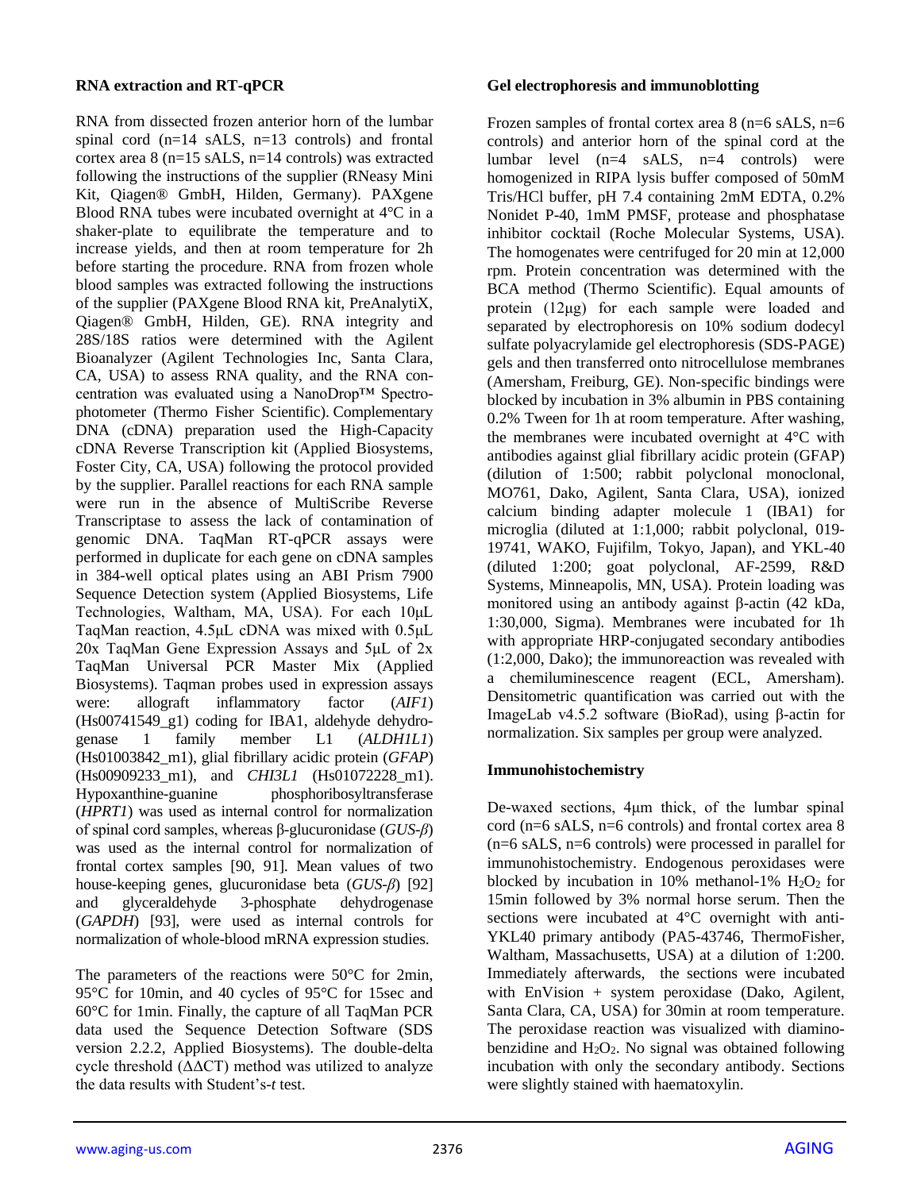### RNA extraction and RT-qPCR

RNA from dissected frozen anterior horn of the lumbar spinal cord (n=14 sALS, n=13 controls) and frontal cortex area 8 (n=15 sALS, n=14 controls) was extracted following the instructions of the supplier (RNeasy Mini Kit, Qiagen® GmbH, Hilden, Germany). PAXgene Blood RNA tubes were incubated overnight at 4°C in a shaker-plate to equilibrate the temperature and to increase yields, and then at room temperature for 2h before starting the procedure. RNA from frozen whole blood samples was extracted following the instructions of the supplier (PAXgene Blood RNA kit, PreAnalytiX, Qiagen® GmbH, Hilden, GE). RNA integrity and 28S/18S ratios were determined with the Agilent Bioanalyzer (Agilent Technologies Inc, Santa Clara, CA, USA) to assess RNA quality, and the RNA concentration was evaluated using a NanoDrop™ Spectrophotometer (Thermo Fisher Scientific). Complementary DNA (cDNA) preparation used the High-Capacity cDNA Reverse Transcription kit (Applied Biosystems, Foster City, CA, USA) following the protocol provided by the supplier. Parallel reactions for each RNA sample were run in the absence of MultiScribe Reverse Transcriptase to assess the lack of contamination of genomic DNA. TaqMan RT-qPCR assays were performed in duplicate for each gene on cDNA samples in 384-well optical plates using an ABI Prism 7900 Sequence Detection system (Applied Biosystems, Life Technologies, Waltham, MA, USA). For each 10μL TaqMan reaction, 4.5μL cDNA was mixed with 0.5μL 20x TaqMan Gene Expression Assays and 5μL of 2x TaqMan Universal PCR Master Mix (Applied Biosystems). Taqman probes used in expression assays were: allograft inflammatory factor (*AIF1*) (Hs00741549_g1) coding for IBA1, aldehyde dehydrogenase 1 family member L1 (*ALDH1L1*) (Hs01003842_m1), glial fibrillary acidic protein (*GFAP*) (Hs00909233_m1), and *CHI3L1* (Hs01072228_m1). Hypoxanthine-guanine phosphoribosyltransferase (*HPRT1*) was used as internal control for normalization of spinal cord samples, whereas β-glucuronidase (*GUS-β*) was used as the internal control for normalization of frontal cortex samples [90, 91]. Mean values of two house-keeping genes, glucuronidase beta (*GUS-β*) [92] and glyceraldehyde 3-phosphate dehydrogenase (*GAPDH*) [93], were used as internal controls for normalization of whole-blood mRNA expression studies.

The parameters of the reactions were 50°C for 2min, 95°C for 10min, and 40 cycles of 95°C for 15sec and 60°C for 1min. Finally, the capture of all TaqMan PCR data used the Sequence Detection Software (SDS version 2.2.2, Applied Biosystems). The double-delta cycle threshold (ΔΔCT) method was utilized to analyze the data results with Student's-*t* test.

### Gel electrophoresis and immunoblotting

Frozen samples of frontal cortex area 8 (n=6 sALS, n=6 controls) and anterior horn of the spinal cord at the lumbar level (n=4 sALS, n=4 controls) were homogenized in RIPA lysis buffer composed of 50mM Tris/HCl buffer, pH 7.4 containing 2mM EDTA, 0.2% Nonidet P-40, 1mM PMSF, protease and phosphatase inhibitor cocktail (Roche Molecular Systems, USA). The homogenates were centrifuged for 20 min at 12,000 rpm. Protein concentration was determined with the BCA method (Thermo Scientific). Equal amounts of protein (12μg) for each sample were loaded and separated by electrophoresis on 10% sodium dodecyl sulfate polyacrylamide gel electrophoresis (SDS-PAGE) gels and then transferred onto nitrocellulose membranes (Amersham, Freiburg, GE). Non-specific bindings were blocked by incubation in 3% albumin in PBS containing 0.2% Tween for 1h at room temperature. After washing, the membranes were incubated overnight at 4°C with antibodies against glial fibrillary acidic protein (GFAP) (dilution of 1:500; rabbit polyclonal monoclonal, MO761, Dako, Agilent, Santa Clara, USA), ionized calcium binding adapter molecule 1 (IBA1) for microglia (diluted at 1:1,000; rabbit polyclonal, 019-19741, WAKO, Fujifilm, Tokyo, Japan), and YKL-40 (diluted 1:200; goat polyclonal, AF-2599, R&D Systems, Minneapolis, MN, USA). Protein loading was monitored using an antibody against β-actin (42 kDa, 1:30,000, Sigma). Membranes were incubated for 1h with appropriate HRP-conjugated secondary antibodies (1:2,000, Dako); the immunoreaction was revealed with a chemiluminescence reagent (ECL, Amersham). Densitometric quantification was carried out with the ImageLab v4.5.2 software (BioRad), using β-actin for normalization. Six samples per group were analyzed.

### Immunohistochemistry

De-waxed sections, 4μm thick, of the lumbar spinal cord (n=6 sALS, n=6 controls) and frontal cortex area 8 (n=6 sALS, n=6 controls) were processed in parallel for immunohistochemistry. Endogenous peroxidases were blocked by incubation in 10% methanol-1% $H_2O_2$ for 15min followed by 3% normal horse serum. Then the sections were incubated at 4°C overnight with anti-YKL40 primary antibody (PA5-43746, ThermoFisher, Waltham, Massachusetts, USA) at a dilution of 1:200. Immediately afterwards, the sections were incubated with EnVision + system peroxidase (Dako, Agilent, Santa Clara, CA, USA) for 30min at room temperature. The peroxidase reaction was visualized with diaminobenzidine and $H_2O_2$. No signal was obtained following incubation with only the secondary antibody. Sections were slightly stained with haematoxylin.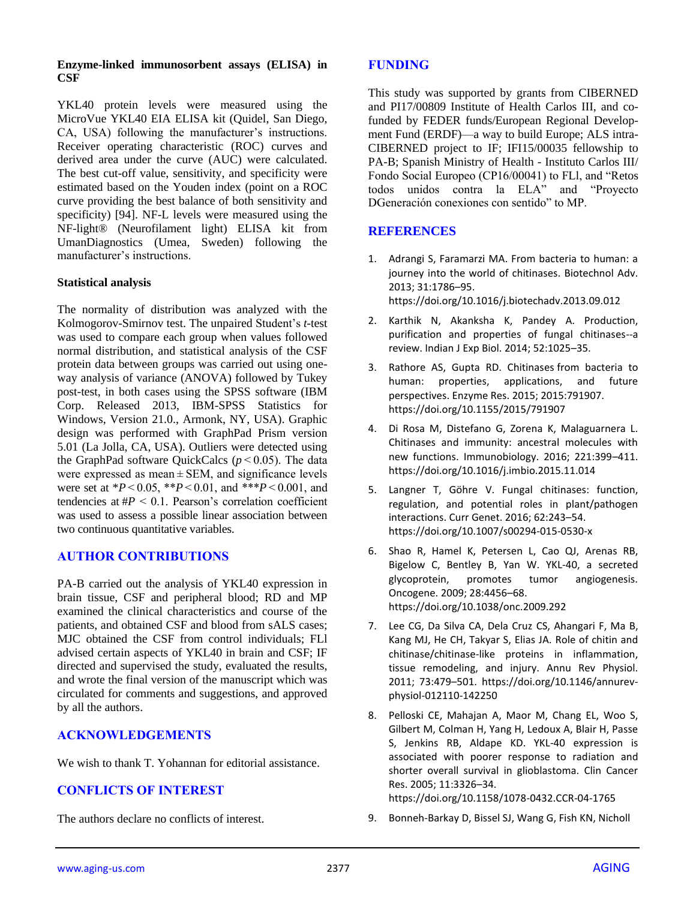### Enzyme-linked immunosorbent assays (ELISA) in CSF

YKL40 protein levels were measured using the MicroVue YKL40 EIA ELISA kit (Quidel, San Diego, CA, USA) following the manufacturer's instructions. Receiver operating characteristic (ROC) curves and derived area under the curve (AUC) were calculated. The best cut-off value, sensitivity, and specificity were estimated based on the Youden index (point on a ROC curve providing the best balance of both sensitivity and specificity) [94]. NF-L levels were measured using the NF-light® (Neurofilament light) ELISA kit from UmanDiagnostics (Umea, Sweden) following the manufacturer's instructions.

### Statistical analysis

The normality of distribution was analyzed with the Kolmogorov-Smirnov test. The unpaired Student's *t*-test was used to compare each group when values followed normal distribution, and statistical analysis of the CSF protein data between groups was carried out using one-way analysis of variance (ANOVA) followed by Tukey post-test, in both cases using the SPSS software (IBM Corp. Released 2013, IBM-SPSS Statistics for Windows, Version 21.0., Armonk, NY, USA). Graphic design was performed with GraphPad Prism version 5.01 (La Jolla, CA, USA). Outliers were detected using the GraphPad software QuickCalcs ($p < 0.05$). The data were expressed as mean ± SEM, and significance levels were set at \*$P < 0.05$, \*\*$P < 0.01$, and \*\*\*$P < 0.001$, and tendencies at #$P < 0.1$. Pearson's correlation coefficient was used to assess a possible linear association between two continuous quantitative variables.

## AUTHOR CONTRIBUTIONS

PA-B carried out the analysis of YKL40 expression in brain tissue, CSF and peripheral blood; RD and MP examined the clinical characteristics and course of the patients, and obtained CSF and blood from sALS cases; MJC obtained the CSF from control individuals; FLl advised certain aspects of YKL40 in brain and CSF; IF directed and supervised the study, evaluated the results, and wrote the final version of the manuscript which was circulated for comments and suggestions, and approved by all the authors.

## ACKNOWLEDGEMENTS

We wish to thank T. Yohannan for editorial assistance.

## CONFLICTS OF INTEREST

The authors declare no conflicts of interest.

## FUNDING

This study was supported by grants from CIBERNED and PI17/00809 Institute of Health Carlos III, and co-funded by FEDER funds/European Regional Development Fund (ERDF)—a way to build Europe; ALS intra-CIBERNED project to IF; IFI15/00035 fellowship to PA-B; Spanish Ministry of Health - Instituto Carlos III/ Fondo Social Europeo (CP16/00041) to FLl, and "Retos todos unidos contra la ELA" and "Proyecto DGeneración conexiones con sentido" to MP.

## REFERENCES

1. Adrangi S, Faramarzi MA. From bacteria to human: a journey into the world of chitinases. Biotechnol Adv. 2013; 31:1786–95. https://doi.org/10.1016/j.biotechadv.2013.09.012

2. Karthik N, Akanksha K, Pandey A. Production, purification and properties of fungal chitinases--a review. Indian J Exp Biol. 2014; 52:1025–35.

3. Rathore AS, Gupta RD. Chitinases from bacteria to human: properties, applications, and future perspectives. Enzyme Res. 2015; 2015:791907. https://doi.org/10.1155/2015/791907

4. Di Rosa M, Distefano G, Zorena K, Malaguarnera L. Chitinases and immunity: ancestral molecules with new functions. Immunobiology. 2016; 221:399–411. https://doi.org/10.1016/j.imbio.2015.11.014

5. Langner T, Göhre V. Fungal chitinases: function, regulation, and potential roles in plant/pathogen interactions. Curr Genet. 2016; 62:243–54. https://doi.org/10.1007/s00294-015-0530-x

6. Shao R, Hamel K, Petersen L, Cao QJ, Arenas RB, Bigelow C, Bentley B, Yan W. YKL-40, a secreted glycoprotein, promotes tumor angiogenesis. Oncogene. 2009; 28:4456–68. https://doi.org/10.1038/onc.2009.292

7. Lee CG, Da Silva CA, Dela Cruz CS, Ahangari F, Ma B, Kang MJ, He CH, Takyar S, Elias JA. Role of chitin and chitinase/chitinase-like proteins in inflammation, tissue remodeling, and injury. Annu Rev Physiol. 2011; 73:479–501. https://doi.org/10.1146/annurev-physiol-012110-142250

8. Pelloski CE, Mahajan A, Maor M, Chang EL, Woo S, Gilbert M, Colman H, Yang H, Ledoux A, Blair H, Passe S, Jenkins RB, Aldape KD. YKL-40 expression is associated with poorer response to radiation and shorter overall survival in glioblastoma. Clin Cancer Res. 2005; 11:3326–34. https://doi.org/10.1158/1078-0432.CCR-04-1765

9. Bonneh-Barkay D, Bissel SJ, Wang G, Fish KN, Nicholl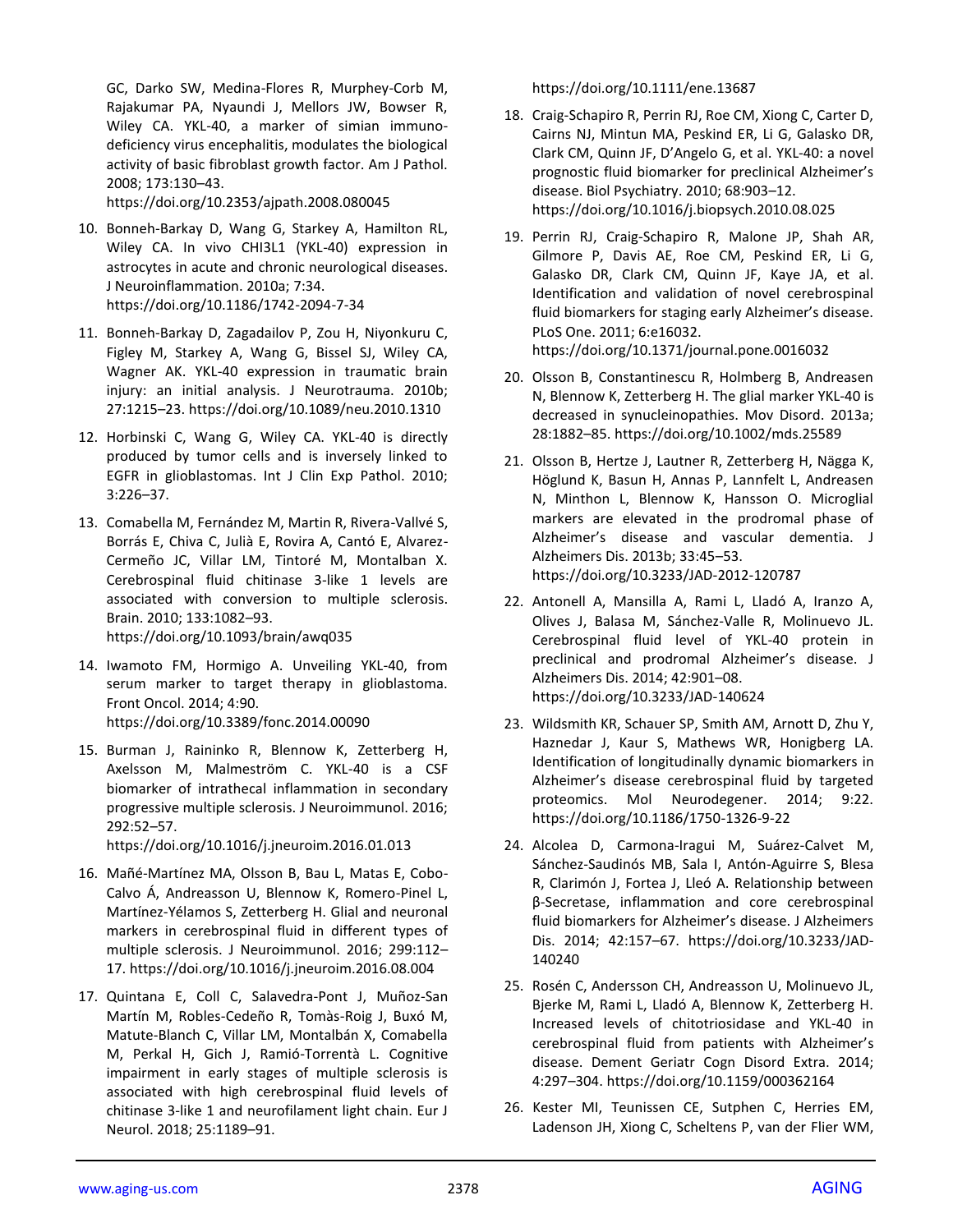GC, Darko SW, Medina-Flores R, Murphey-Corb M, Rajakumar PA, Nyaundi J, Mellors JW, Bowser R, Wiley CA. YKL-40, a marker of simian immunodeficiency virus encephalitis, modulates the biological activity of basic fibroblast growth factor. Am J Pathol. 2008; 173:130–43. https://doi.org/10.2353/ajpath.2008.080045

10. Bonneh-Barkay D, Wang G, Starkey A, Hamilton RL, Wiley CA. In vivo CHI3L1 (YKL-40) expression in astrocytes in acute and chronic neurological diseases. J Neuroinflammation. 2010a; 7:34. https://doi.org/10.1186/1742-2094-7-34

11. Bonneh-Barkay D, Zagadailov P, Zou H, Niyonkuru C, Figley M, Starkey A, Wang G, Bissel SJ, Wiley CA, Wagner AK. YKL-40 expression in traumatic brain injury: an initial analysis. J Neurotrauma. 2010b; 27:1215–23. https://doi.org/10.1089/neu.2010.1310

12. Horbinski C, Wang G, Wiley CA. YKL-40 is directly produced by tumor cells and is inversely linked to EGFR in glioblastomas. Int J Clin Exp Pathol. 2010; 3:226–37.

13. Comabella M, Fernández M, Martin R, Rivera-Vallvé S, Borrás E, Chiva C, Julià E, Rovira A, Cantó E, Alvarez-Cermeño JC, Villar LM, Tintoré M, Montalban X. Cerebrospinal fluid chitinase 3-like 1 levels are associated with conversion to multiple sclerosis. Brain. 2010; 133:1082–93. https://doi.org/10.1093/brain/awq035

14. Iwamoto FM, Hormigo A. Unveiling YKL-40, from serum marker to target therapy in glioblastoma. Front Oncol. 2014; 4:90. https://doi.org/10.3389/fonc.2014.00090

15. Burman J, Raininko R, Blennow K, Zetterberg H, Axelsson M, Malmeström C. YKL-40 is a CSF biomarker of intrathecal inflammation in secondary progressive multiple sclerosis. J Neuroimmunol. 2016; 292:52–57. https://doi.org/10.1016/j.jneuroim.2016.01.013

16. Mañé-Martínez MA, Olsson B, Bau L, Matas E, Cobo-Calvo Á, Andreasson U, Blennow K, Romero-Pinel L, Martínez-Yélamos S, Zetterberg H. Glial and neuronal markers in cerebrospinal fluid in different types of multiple sclerosis. J Neuroimmunol. 2016; 299:112–17. https://doi.org/10.1016/j.jneuroim.2016.08.004

17. Quintana E, Coll C, Salavedra-Pont J, Muñoz-San Martín M, Robles-Cedeño R, Tomàs-Roig J, Buxó M, Matute-Blanch C, Villar LM, Montalbán X, Comabella M, Perkal H, Gich J, Ramió-Torrentà L. Cognitive impairment in early stages of multiple sclerosis is associated with high cerebrospinal fluid levels of chitinase 3-like 1 and neurofilament light chain. Eur J Neurol. 2018; 25:1189–91. https://doi.org/10.1111/ene.13687

18. Craig-Schapiro R, Perrin RJ, Roe CM, Xiong C, Carter D, Cairns NJ, Mintun MA, Peskind ER, Li G, Galasko DR, Clark CM, Quinn JF, D'Angelo G, et al. YKL-40: a novel prognostic fluid biomarker for preclinical Alzheimer's disease. Biol Psychiatry. 2010; 68:903–12. https://doi.org/10.1016/j.biopsych.2010.08.025

19. Perrin RJ, Craig-Schapiro R, Malone JP, Shah AR, Gilmore P, Davis AE, Roe CM, Peskind ER, Li G, Galasko DR, Clark CM, Quinn JF, Kaye JA, et al. Identification and validation of novel cerebrospinal fluid biomarkers for staging early Alzheimer's disease. PLoS One. 2011; 6:e16032. https://doi.org/10.1371/journal.pone.0016032

20. Olsson B, Constantinescu R, Holmberg B, Andreasen N, Blennow K, Zetterberg H. The glial marker YKL-40 is decreased in synucleinopathies. Mov Disord. 2013a; 28:1882–85. https://doi.org/10.1002/mds.25589

21. Olsson B, Hertze J, Lautner R, Zetterberg H, Nägga K, Höglund K, Basun H, Annas P, Lannfelt L, Andreasen N, Minthon L, Blennow K, Hansson O. Microglial markers are elevated in the prodromal phase of Alzheimer's disease and vascular dementia. J Alzheimers Dis. 2013b; 33:45–53. https://doi.org/10.3233/JAD-2012-120787

22. Antonell A, Mansilla A, Rami L, Lladó A, Iranzo A, Olives J, Balasa M, Sánchez-Valle R, Molinuevo JL. Cerebrospinal fluid level of YKL-40 protein in preclinical and prodromal Alzheimer's disease. J Alzheimers Dis. 2014; 42:901–08. https://doi.org/10.3233/JAD-140624

23. Wildsmith KR, Schauer SP, Smith AM, Arnott D, Zhu Y, Haznedar J, Kaur S, Mathews WR, Honigberg LA. Identification of longitudinally dynamic biomarkers in Alzheimer's disease cerebrospinal fluid by targeted proteomics. Mol Neurodegener. 2014; 9:22. https://doi.org/10.1186/1750-1326-9-22

24. Alcolea D, Carmona-Iragui M, Suárez-Calvet M, Sánchez-Saudinós MB, Sala I, Antón-Aguirre S, Blesa R, Clarimón J, Fortea J, Lleó A. Relationship between β-Secretase, inflammation and core cerebrospinal fluid biomarkers for Alzheimer's disease. J Alzheimers Dis. 2014; 42:157–67. https://doi.org/10.3233/JAD-140240

25. Rosén C, Andersson CH, Andreasson U, Molinuevo JL, Bjerke M, Rami L, Lladó A, Blennow K, Zetterberg H. Increased levels of chitotriosidase and YKL-40 in cerebrospinal fluid from patients with Alzheimer's disease. Dement Geriatr Cogn Disord Extra. 2014; 4:297–304. https://doi.org/10.1159/000362164

26. Kester MI, Teunissen CE, Sutphen C, Herries EM, Ladenson JH, Xiong C, Scheltens P, van der Flier WM,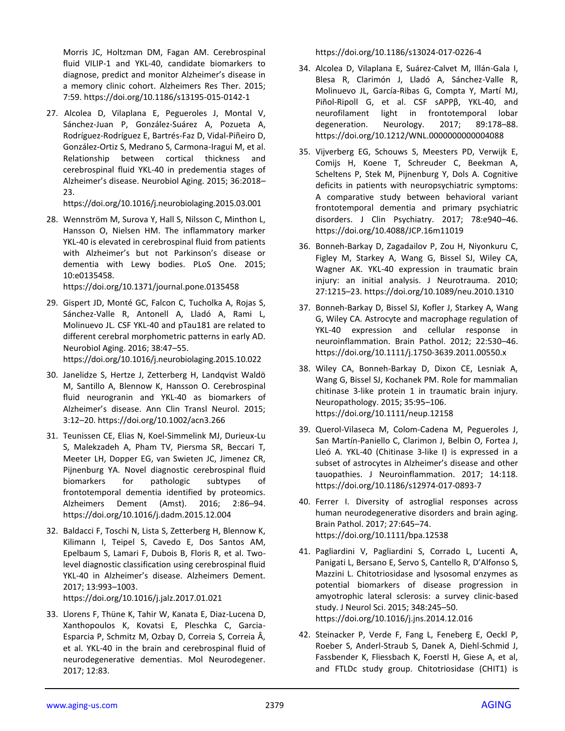Morris JC, Holtzman DM, Fagan AM. Cerebrospinal fluid VILIP-1 and YKL-40, candidate biomarkers to diagnose, predict and monitor Alzheimer's disease in a memory clinic cohort. Alzheimers Res Ther. 2015; 7:59. https://doi.org/10.1186/s13195-015-0142-1

27. Alcolea D, Vilaplana E, Pegueroles J, Montal V, Sánchez-Juan P, González-Suárez A, Pozueta A, Rodríguez-Rodríguez E, Bartrés-Faz D, Vidal-Piñeiro D, González-Ortiz S, Medrano S, Carmona-Iragui M, et al. Relationship between cortical thickness and cerebrospinal fluid YKL-40 in predementia stages of Alzheimer's disease. Neurobiol Aging. 2015; 36:2018–23. https://doi.org/10.1016/j.neurobiolaging.2015.03.001

28. Wennström M, Surova Y, Hall S, Nilsson C, Minthon L, Hansson O, Nielsen HM. The inflammatory marker YKL-40 is elevated in cerebrospinal fluid from patients with Alzheimer's but not Parkinson's disease or dementia with Lewy bodies. PLoS One. 2015; 10:e0135458. https://doi.org/10.1371/journal.pone.0135458

29. Gispert JD, Monté GC, Falcon C, Tucholka A, Rojas S, Sánchez-Valle R, Antonell A, Lladó A, Rami L, Molinuevo JL. CSF YKL-40 and pTau181 are related to different cerebral morphometric patterns in early AD. Neurobiol Aging. 2016; 38:47–55. https://doi.org/10.1016/j.neurobiolaging.2015.10.022

30. Janelidze S, Hertze J, Zetterberg H, Landqvist Waldö M, Santillo A, Blennow K, Hansson O. Cerebrospinal fluid neurogranin and YKL-40 as biomarkers of Alzheimer's disease. Ann Clin Transl Neurol. 2015; 3:12–20. https://doi.org/10.1002/acn3.266

31. Teunissen CE, Elias N, Koel-Simmelink MJ, Durieux-Lu S, Malekzadeh A, Pham TV, Piersma SR, Beccari T, Meeter LH, Dopper EG, van Swieten JC, Jimenez CR, Pijnenburg YA. Novel diagnostic cerebrospinal fluid biomarkers for pathologic subtypes of frontotemporal dementia identified by proteomics. Alzheimers Dement (Amst). 2016; 2:86–94. https://doi.org/10.1016/j.dadm.2015.12.004

32. Baldacci F, Toschi N, Lista S, Zetterberg H, Blennow K, Kilimann I, Teipel S, Cavedo E, Dos Santos AM, Epelbaum S, Lamari F, Dubois B, Floris R, et al. Two-level diagnostic classification using cerebrospinal fluid YKL-40 in Alzheimer's disease. Alzheimers Dement. 2017; 13:993–1003. https://doi.org/10.1016/j.jalz.2017.01.021

33. Llorens F, Thüne K, Tahir W, Kanata E, Diaz-Lucena D, Xanthopoulos K, Kovatsi E, Pleschka C, Garcia-Esparcia P, Schmitz M, Ozbay D, Correia S, Correia Â, et al. YKL-40 in the brain and cerebrospinal fluid of neurodegenerative dementias. Mol Neurodegener. 2017; 12:83. https://doi.org/10.1186/s13024-017-0226-4

34. Alcolea D, Vilaplana E, Suárez-Calvet M, Illán-Gala I, Blesa R, Clarimón J, Lladó A, Sánchez-Valle R, Molinuevo JL, García-Ribas G, Compta Y, Martí MJ, Piñol-Ripoll G, et al. CSF sAPPβ, YKL-40, and neurofilament light in frontotemporal lobar degeneration. Neurology. 2017; 89:178–88. https://doi.org/10.1212/WNL.0000000000004088

35. Vijverberg EG, Schouws S, Meesters PD, Verwijk E, Comijs H, Koene T, Schreuder C, Beekman A, Scheltens P, Stek M, Pijnenburg Y, Dols A. Cognitive deficits in patients with neuropsychiatric symptoms: A comparative study between behavioral variant frontotemporal dementia and primary psychiatric disorders. J Clin Psychiatry. 2017; 78:e940–46. https://doi.org/10.4088/JCP.16m11019

36. Bonneh-Barkay D, Zagadailov P, Zou H, Niyonkuru C, Figley M, Starkey A, Wang G, Bissel SJ, Wiley CA, Wagner AK. YKL-40 expression in traumatic brain injury: an initial analysis. J Neurotrauma. 2010; 27:1215–23. https://doi.org/10.1089/neu.2010.1310

37. Bonneh-Barkay D, Bissel SJ, Kofler J, Starkey A, Wang G, Wiley CA. Astrocyte and macrophage regulation of YKL-40 expression and cellular response in neuroinflammation. Brain Pathol. 2012; 22:530–46. https://doi.org/10.1111/j.1750-3639.2011.00550.x

38. Wiley CA, Bonneh-Barkay D, Dixon CE, Lesniak A, Wang G, Bissel SJ, Kochanek PM. Role for mammalian chitinase 3-like protein 1 in traumatic brain injury. Neuropathology. 2015; 35:95–106. https://doi.org/10.1111/neup.12158

39. Querol-Vilaseca M, Colom-Cadena M, Pegueroles J, San Martín-Paniello C, Clarimon J, Belbin O, Fortea J, Lleó A. YKL-40 (Chitinase 3-like I) is expressed in a subset of astrocytes in Alzheimer's disease and other tauopathies. J Neuroinflammation. 2017; 14:118. https://doi.org/10.1186/s12974-017-0893-7

40. Ferrer I. Diversity of astroglial responses across human neurodegenerative disorders and brain aging. Brain Pathol. 2017; 27:645–74. https://doi.org/10.1111/bpa.12538

41. Pagliardini V, Pagliardini S, Corrado L, Lucenti A, Panigati L, Bersano E, Servo S, Cantello R, D'Alfonso S, Mazzini L. Chitotriosidase and lysosomal enzymes as potential biomarkers of disease progression in amyotrophic lateral sclerosis: a survey clinic-based study. J Neurol Sci. 2015; 348:245–50. https://doi.org/10.1016/j.jns.2014.12.016

42. Steinacker P, Verde F, Fang L, Feneberg E, Oeckl P, Roeber S, Anderl-Straub S, Danek A, Diehl-Schmid J, Fassbender K, Fliessbach K, Foerstl H, Giese A, et al, and FTLDc study group. Chitotriosidase (CHIT1) is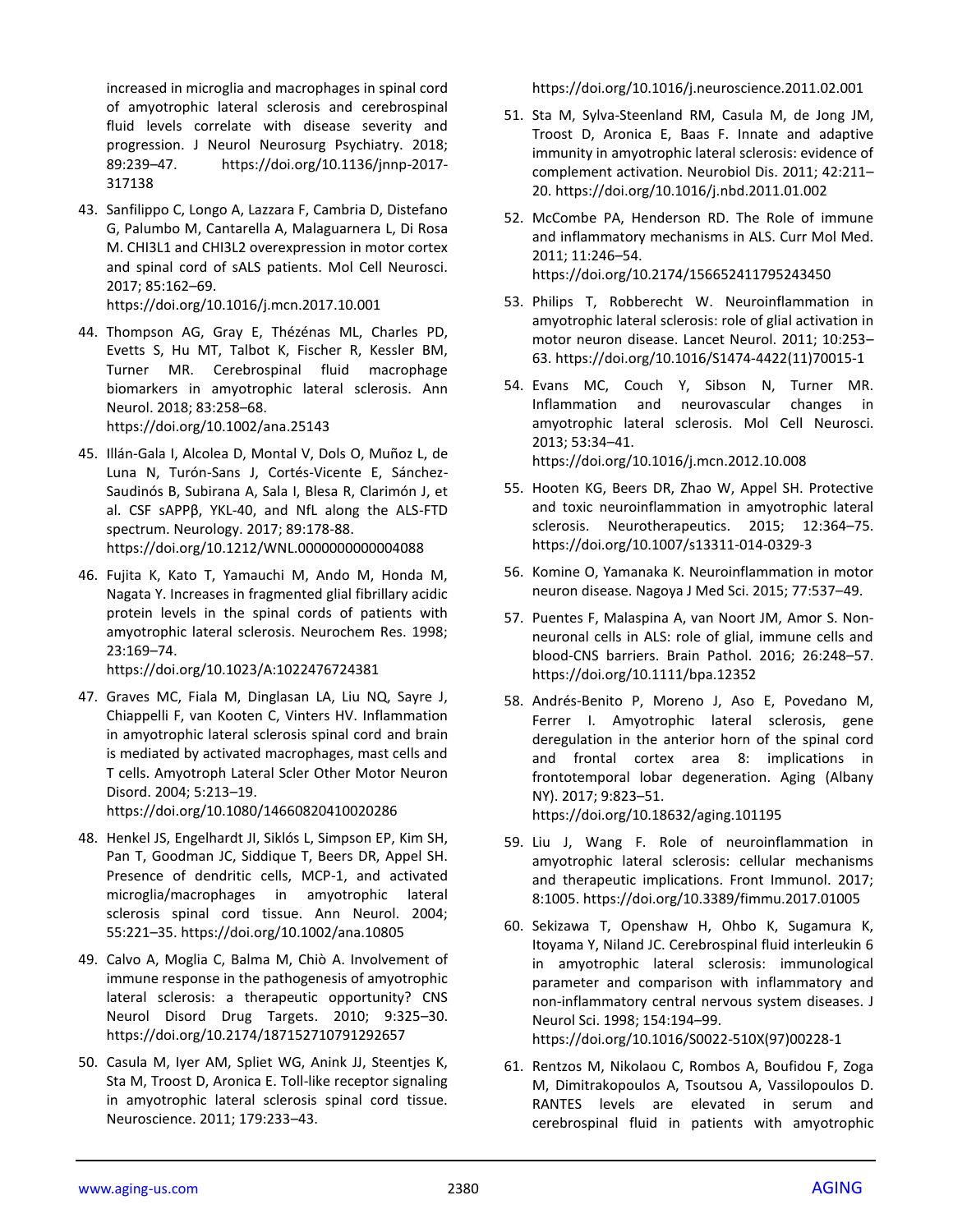increased in microglia and macrophages in spinal cord of amyotrophic lateral sclerosis and cerebrospinal fluid levels correlate with disease severity and progression. J Neurol Neurosurg Psychiatry. 2018; 89:239–47. https://doi.org/10.1136/jnnp-2017-317138

43. Sanfilippo C, Longo A, Lazzara F, Cambria D, Distefano G, Palumbo M, Cantarella A, Malaguarnera L, Di Rosa M. CHI3L1 and CHI3L2 overexpression in motor cortex and spinal cord of sALS patients. Mol Cell Neurosci. 2017; 85:162–69. https://doi.org/10.1016/j.mcn.2017.10.001

44. Thompson AG, Gray E, Thézénas ML, Charles PD, Evetts S, Hu MT, Talbot K, Fischer R, Kessler BM, Turner MR. Cerebrospinal fluid macrophage biomarkers in amyotrophic lateral sclerosis. Ann Neurol. 2018; 83:258–68. https://doi.org/10.1002/ana.25143

45. Illán-Gala I, Alcolea D, Montal V, Dols O, Muñoz L, de Luna N, Turón-Sans J, Cortés-Vicente E, Sánchez-Saudinós B, Subirana A, Sala I, Blesa R, Clarimón J, et al. CSF sAPPβ, YKL-40, and NfL along the ALS-FTD spectrum. Neurology. 2017; 89:178-88. https://doi.org/10.1212/WNL.0000000000004088

46. Fujita K, Kato T, Yamauchi M, Ando M, Honda M, Nagata Y. Increases in fragmented glial fibrillary acidic protein levels in the spinal cords of patients with amyotrophic lateral sclerosis. Neurochem Res. 1998; 23:169–74. https://doi.org/10.1023/A:1022476724381

47. Graves MC, Fiala M, Dinglasan LA, Liu NQ, Sayre J, Chiappelli F, van Kooten C, Vinters HV. Inflammation in amyotrophic lateral sclerosis spinal cord and brain is mediated by activated macrophages, mast cells and T cells. Amyotroph Lateral Scler Other Motor Neuron Disord. 2004; 5:213–19. https://doi.org/10.1080/14660820410020286

48. Henkel JS, Engelhardt JI, Siklós L, Simpson EP, Kim SH, Pan T, Goodman JC, Siddique T, Beers DR, Appel SH. Presence of dendritic cells, MCP-1, and activated microglia/macrophages in amyotrophic lateral sclerosis spinal cord tissue. Ann Neurol. 2004; 55:221–35. https://doi.org/10.1002/ana.10805

49. Calvo A, Moglia C, Balma M, Chiò A. Involvement of immune response in the pathogenesis of amyotrophic lateral sclerosis: a therapeutic opportunity? CNS Neurol Disord Drug Targets. 2010; 9:325–30. https://doi.org/10.2174/187152710791292657

50. Casula M, Iyer AM, Spliet WG, Anink JJ, Steentjes K, Sta M, Troost D, Aronica E. Toll-like receptor signaling in amyotrophic lateral sclerosis spinal cord tissue. Neuroscience. 2011; 179:233–43. https://doi.org/10.1016/j.neuroscience.2011.02.001

51. Sta M, Sylva-Steenland RM, Casula M, de Jong JM, Troost D, Aronica E, Baas F. Innate and adaptive immunity in amyotrophic lateral sclerosis: evidence of complement activation. Neurobiol Dis. 2011; 42:211–20. https://doi.org/10.1016/j.nbd.2011.01.002

52. McCombe PA, Henderson RD. The Role of immune and inflammatory mechanisms in ALS. Curr Mol Med. 2011; 11:246–54. https://doi.org/10.2174/156652411795243450

53. Philips T, Robberecht W. Neuroinflammation in amyotrophic lateral sclerosis: role of glial activation in motor neuron disease. Lancet Neurol. 2011; 10:253–63. https://doi.org/10.1016/S1474-4422(11)70015-1

54. Evans MC, Couch Y, Sibson N, Turner MR. Inflammation and neurovascular changes in amyotrophic lateral sclerosis. Mol Cell Neurosci. 2013; 53:34–41. https://doi.org/10.1016/j.mcn.2012.10.008

55. Hooten KG, Beers DR, Zhao W, Appel SH. Protective and toxic neuroinflammation in amyotrophic lateral sclerosis. Neurotherapeutics. 2015; 12:364–75. https://doi.org/10.1007/s13311-014-0329-3

56. Komine O, Yamanaka K. Neuroinflammation in motor neuron disease. Nagoya J Med Sci. 2015; 77:537–49.

57. Puentes F, Malaspina A, van Noort JM, Amor S. Non-neuronal cells in ALS: role of glial, immune cells and blood-CNS barriers. Brain Pathol. 2016; 26:248–57. https://doi.org/10.1111/bpa.12352

58. Andrés-Benito P, Moreno J, Aso E, Povedano M, Ferrer I. Amyotrophic lateral sclerosis, gene deregulation in the anterior horn of the spinal cord and frontal cortex area 8: implications in frontotemporal lobar degeneration. Aging (Albany NY). 2017; 9:823–51. https://doi.org/10.18632/aging.101195

59. Liu J, Wang F. Role of neuroinflammation in amyotrophic lateral sclerosis: cellular mechanisms and therapeutic implications. Front Immunol. 2017; 8:1005. https://doi.org/10.3389/fimmu.2017.01005

60. Sekizawa T, Openshaw H, Ohbo K, Sugamura K, Itoyama Y, Niland JC. Cerebrospinal fluid interleukin 6 in amyotrophic lateral sclerosis: immunological parameter and comparison with inflammatory and non-inflammatory central nervous system diseases. J Neurol Sci. 1998; 154:194–99. https://doi.org/10.1016/S0022-510X(97)00228-1

61. Rentzos M, Nikolaou C, Rombos A, Boufidou F, Zoga M, Dimitrakopoulos A, Tsoutsou A, Vassilopoulos D. RANTES levels are elevated in serum and cerebrospinal fluid in patients with amyotrophic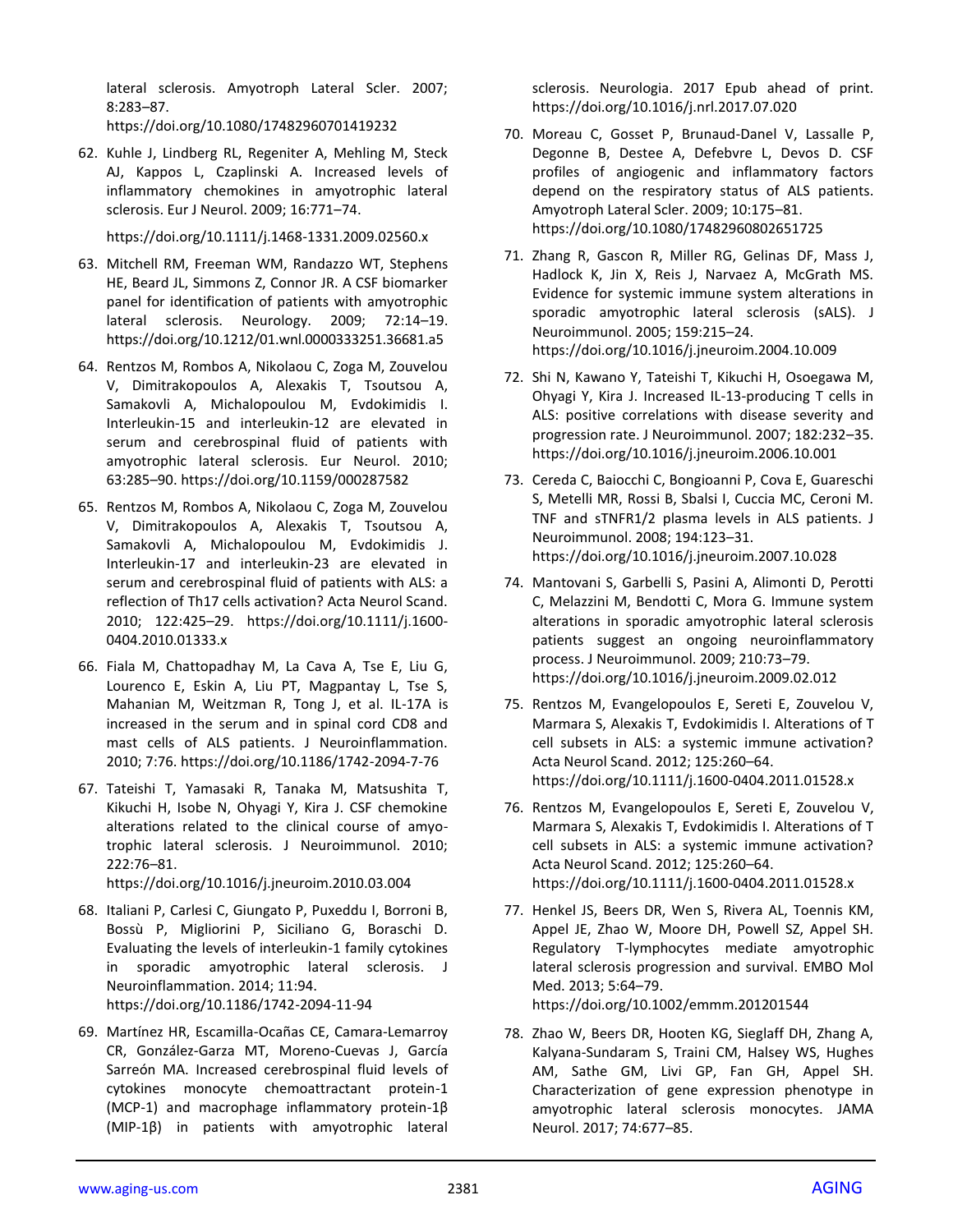lateral sclerosis. Amyotroph Lateral Scler. 2007; 8:283–87. https://doi.org/10.1080/17482960701419232

62. Kuhle J, Lindberg RL, Regeniter A, Mehling M, Steck AJ, Kappos L, Czaplinski A. Increased levels of inflammatory chemokines in amyotrophic lateral sclerosis. Eur J Neurol. 2009; 16:771–74. https://doi.org/10.1111/j.1468-1331.2009.02560.x

63. Mitchell RM, Freeman WM, Randazzo WT, Stephens HE, Beard JL, Simmons Z, Connor JR. A CSF biomarker panel for identification of patients with amyotrophic lateral sclerosis. Neurology. 2009; 72:14–19. https://doi.org/10.1212/01.wnl.0000333251.36681.a5

64. Rentzos M, Rombos A, Nikolaou C, Zoga M, Zouvelou V, Dimitrakopoulos A, Alexakis T, Tsoutsou A, Samakovli A, Michalopoulou M, Evdokimidis I. Interleukin-15 and interleukin-12 are elevated in serum and cerebrospinal fluid of patients with amyotrophic lateral sclerosis. Eur Neurol. 2010; 63:285–90. https://doi.org/10.1159/000287582

65. Rentzos M, Rombos A, Nikolaou C, Zoga M, Zouvelou V, Dimitrakopoulos A, Alexakis T, Tsoutsou A, Samakovli A, Michalopoulou M, Evdokimidis J. Interleukin-17 and interleukin-23 are elevated in serum and cerebrospinal fluid of patients with ALS: a reflection of Th17 cells activation? Acta Neurol Scand. 2010; 122:425–29. https://doi.org/10.1111/j.1600-0404.2010.01333.x

66. Fiala M, Chattopadhay M, La Cava A, Tse E, Liu G, Lourenco E, Eskin A, Liu PT, Magpantay L, Tse S, Mahanian M, Weitzman R, Tong J, et al. IL-17A is increased in the serum and in spinal cord CD8 and mast cells of ALS patients. J Neuroinflammation. 2010; 7:76. https://doi.org/10.1186/1742-2094-7-76

67. Tateishi T, Yamasaki R, Tanaka M, Matsushita T, Kikuchi H, Isobe N, Ohyagi Y, Kira J. CSF chemokine alterations related to the clinical course of amyotrophic lateral sclerosis. J Neuroimmunol. 2010; 222:76–81. https://doi.org/10.1016/j.jneuroim.2010.03.004

68. Italiani P, Carlesi C, Giungato P, Puxeddu I, Borroni B, Bossù P, Migliorini P, Siciliano G, Boraschi D. Evaluating the levels of interleukin-1 family cytokines in sporadic amyotrophic lateral sclerosis. J Neuroinflammation. 2014; 11:94. https://doi.org/10.1186/1742-2094-11-94

69. Martínez HR, Escamilla-Ocañas CE, Camara-Lemarroy CR, González-Garza MT, Moreno-Cuevas J, García Sarreón MA. Increased cerebrospinal fluid levels of cytokines monocyte chemoattractant protein-1 (MCP-1) and macrophage inflammatory protein-1β (MIP-1β) in patients with amyotrophic lateral sclerosis. Neurologia. 2017 Epub ahead of print. https://doi.org/10.1016/j.nrl.2017.07.020

70. Moreau C, Gosset P, Brunaud-Danel V, Lassalle P, Degonne B, Destee A, Defebvre L, Devos D. CSF profiles of angiogenic and inflammatory factors depend on the respiratory status of ALS patients. Amyotroph Lateral Scler. 2009; 10:175–81. https://doi.org/10.1080/17482960802651725

71. Zhang R, Gascon R, Miller RG, Gelinas DF, Mass J, Hadlock K, Jin X, Reis J, Narvaez A, McGrath MS. Evidence for systemic immune system alterations in sporadic amyotrophic lateral sclerosis (sALS). J Neuroimmunol. 2005; 159:215–24. https://doi.org/10.1016/j.jneuroim.2004.10.009

72. Shi N, Kawano Y, Tateishi T, Kikuchi H, Osoegawa M, Ohyagi Y, Kira J. Increased IL-13-producing T cells in ALS: positive correlations with disease severity and progression rate. J Neuroimmunol. 2007; 182:232–35. https://doi.org/10.1016/j.jneuroim.2006.10.001

73. Cereda C, Baiocchi C, Bongioanni P, Cova E, Guareschi S, Metelli MR, Rossi B, Sbalsi I, Cuccia MC, Ceroni M. TNF and sTNFR1/2 plasma levels in ALS patients. J Neuroimmunol. 2008; 194:123–31. https://doi.org/10.1016/j.jneuroim.2007.10.028

74. Mantovani S, Garbelli S, Pasini A, Alimonti D, Perotti C, Melazzini M, Bendotti C, Mora G. Immune system alterations in sporadic amyotrophic lateral sclerosis patients suggest an ongoing neuroinflammatory process. J Neuroimmunol. 2009; 210:73–79. https://doi.org/10.1016/j.jneuroim.2009.02.012

75. Rentzos M, Evangelopoulos E, Sereti E, Zouvelou V, Marmara S, Alexakis T, Evdokimidis I. Alterations of T cell subsets in ALS: a systemic immune activation? Acta Neurol Scand. 2012; 125:260–64. https://doi.org/10.1111/j.1600-0404.2011.01528.x

76. Rentzos M, Evangelopoulos E, Sereti E, Zouvelou V, Marmara S, Alexakis T, Evdokimidis I. Alterations of T cell subsets in ALS: a systemic immune activation? Acta Neurol Scand. 2012; 125:260–64. https://doi.org/10.1111/j.1600-0404.2011.01528.x

77. Henkel JS, Beers DR, Wen S, Rivera AL, Toennis KM, Appel JE, Zhao W, Moore DH, Powell SZ, Appel SH. Regulatory T-lymphocytes mediate amyotrophic lateral sclerosis progression and survival. EMBO Mol Med. 2013; 5:64–79. https://doi.org/10.1002/emmm.201201544

78. Zhao W, Beers DR, Hooten KG, Sieglaff DH, Zhang A, Kalyana-Sundaram S, Traini CM, Halsey WS, Hughes AM, Sathe GM, Livi GP, Fan GH, Appel SH. Characterization of gene expression phenotype in amyotrophic lateral sclerosis monocytes. JAMA Neurol. 2017; 74:677–85.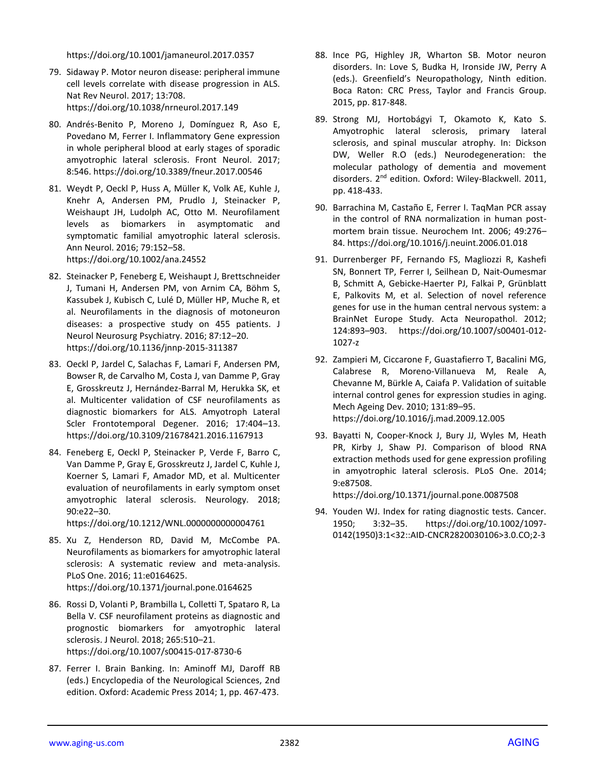https://doi.org/10.1001/jamaneurol.2017.0357

79. Sidaway P. Motor neuron disease: peripheral immune cell levels correlate with disease progression in ALS. Nat Rev Neurol. 2017; 13:708. https://doi.org/10.1038/nrneurol.2017.149

80. Andrés-Benito P, Moreno J, Domínguez R, Aso E, Povedano M, Ferrer I. Inflammatory Gene expression in whole peripheral blood at early stages of sporadic amyotrophic lateral sclerosis. Front Neurol. 2017; 8:546. https://doi.org/10.3389/fneur.2017.00546

81. Weydt P, Oeckl P, Huss A, Müller K, Volk AE, Kuhle J, Knehr A, Andersen PM, Prudlo J, Steinacker P, Weishaupt JH, Ludolph AC, Otto M. Neurofilament levels as biomarkers in asymptomatic and symptomatic familial amyotrophic lateral sclerosis. Ann Neurol. 2016; 79:152–58. https://doi.org/10.1002/ana.24552

82. Steinacker P, Feneberg E, Weishaupt J, Brettschneider J, Tumani H, Andersen PM, von Arnim CA, Böhm S, Kassubek J, Kubisch C, Lulé D, Müller HP, Muche R, et al. Neurofilaments in the diagnosis of motoneuron diseases: a prospective study on 455 patients. J Neurol Neurosurg Psychiatry. 2016; 87:12–20. https://doi.org/10.1136/jnnp-2015-311387

83. Oeckl P, Jardel C, Salachas F, Lamari F, Andersen PM, Bowser R, de Carvalho M, Costa J, van Damme P, Gray E, Grosskreutz J, Hernández-Barral M, Herukka SK, et al. Multicenter validation of CSF neurofilaments as diagnostic biomarkers for ALS. Amyotroph Lateral Scler Frontotemporal Degener. 2016; 17:404–13. https://doi.org/10.3109/21678421.2016.1167913

84. Feneberg E, Oeckl P, Steinacker P, Verde F, Barro C, Van Damme P, Gray E, Grosskreutz J, Jardel C, Kuhle J, Koerner S, Lamari F, Amador MD, et al. Multicenter evaluation of neurofilaments in early symptom onset amyotrophic lateral sclerosis. Neurology. 2018; 90:e22–30. https://doi.org/10.1212/WNL.0000000000004761

85. Xu Z, Henderson RD, David M, McCombe PA. Neurofilaments as biomarkers for amyotrophic lateral sclerosis: A systematic review and meta-analysis. PLoS One. 2016; 11:e0164625. https://doi.org/10.1371/journal.pone.0164625

86. Rossi D, Volanti P, Brambilla L, Colletti T, Spataro R, La Bella V. CSF neurofilament proteins as diagnostic and prognostic biomarkers for amyotrophic lateral sclerosis. J Neurol. 2018; 265:510–21. https://doi.org/10.1007/s00415-017-8730-6

87. Ferrer I. Brain Banking. In: Aminoff MJ, Daroff RB (eds.) Encyclopedia of the Neurological Sciences, 2nd edition. Oxford: Academic Press 2014; 1, pp. 467-473.

88. Ince PG, Highley JR, Wharton SB. Motor neuron disorders. In: Love S, Budka H, Ironside JW, Perry A (eds.). Greenfield's Neuropathology, Ninth edition. Boca Raton: CRC Press, Taylor and Francis Group. 2015, pp. 817-848.

89. Strong MJ, Hortobágyi T, Okamoto K, Kato S. Amyotrophic lateral sclerosis, primary lateral sclerosis, and spinal muscular atrophy. In: Dickson DW, Weller R.O (eds.) Neurodegeneration: the molecular pathology of dementia and movement disorders. 2nd edition. Oxford: Wiley-Blackwell. 2011, pp. 418-433.

90. Barrachina M, Castaño E, Ferrer I. TaqMan PCR assay in the control of RNA normalization in human post-mortem brain tissue. Neurochem Int. 2006; 49:276–84. https://doi.org/10.1016/j.neuint.2006.01.018

91. Durrenberger PF, Fernando FS, Magliozzi R, Kashefi SN, Bonnert TP, Ferrer I, Seilhean D, Nait-Oumesmar B, Schmitt A, Gebicke-Haerter PJ, Falkai P, Grünblatt E, Palkovits M, et al. Selection of novel reference genes for use in the human central nervous system: a BrainNet Europe Study. Acta Neuropathol. 2012; 124:893–903. https://doi.org/10.1007/s00401-012-1027-z

92. Zampieri M, Ciccarone F, Guastafierro T, Bacalini MG, Calabrese R, Moreno-Villanueva M, Reale A, Chevanne M, Bürkle A, Caiafa P. Validation of suitable internal control genes for expression studies in aging. Mech Ageing Dev. 2010; 131:89–95. https://doi.org/10.1016/j.mad.2009.12.005

93. Bayatti N, Cooper-Knock J, Bury JJ, Wyles M, Heath PR, Kirby J, Shaw PJ. Comparison of blood RNA extraction methods used for gene expression profiling in amyotrophic lateral sclerosis. PLoS One. 2014; 9:e87508. https://doi.org/10.1371/journal.pone.0087508

94. Youden WJ. Index for rating diagnostic tests. Cancer. 1950; 3:32–35. https://doi.org/10.1002/1097-0142(1950)3:1<32::AID-CNCR2820030106>3.0.CO;2-3